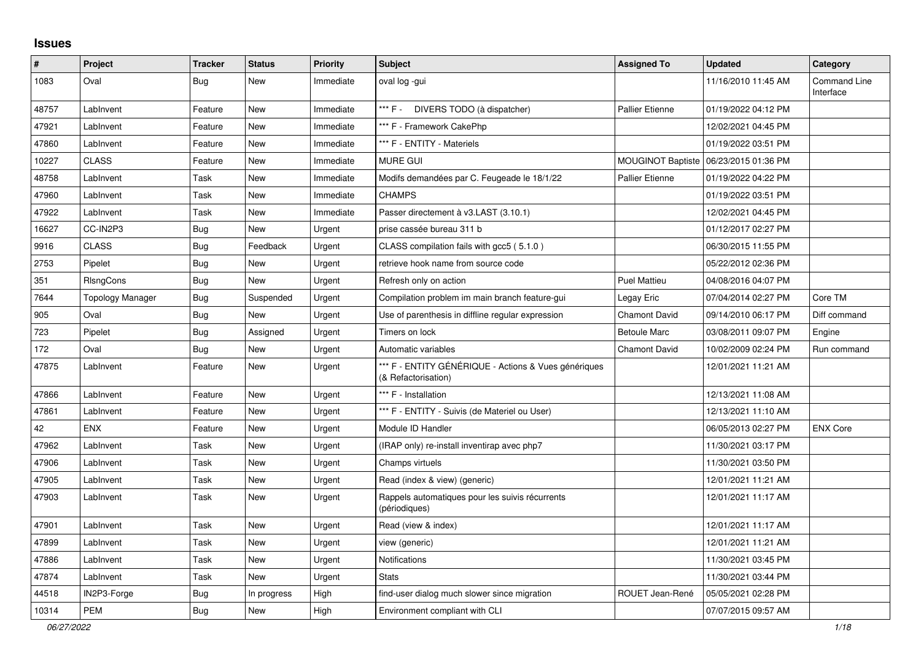# Issues

| # | Project | Tracker | Status | Priority | Subject | Assigned To | Updated | Category |
|---|---|---|---|---|---|---|---|---|
| 1083 | Oval | Bug | New | Immediate | oval log -gui | | 11/16/2010 11:45 AM | Command Line Interface |
| 48757 | LabInvent | Feature | New | Immediate | *** F - DIVERS TODO (à dispatcher) | Pallier Etienne | 01/19/2022 04:12 PM | |
| 47921 | LabInvent | Feature | New | Immediate | *** F - Framework CakePhp | | 12/02/2021 04:45 PM | |
| 47860 | LabInvent | Feature | New | Immediate | *** F - ENTITY - Materiels | | 01/19/2022 03:51 PM | |
| 10227 | CLASS | Feature | New | Immediate | MURE GUI | MOUGINOT Baptiste | 06/23/2015 01:36 PM | |
| 48758 | LabInvent | Task | New | Immediate | Modifs demandées par C. Feugeade le 18/1/22 | Pallier Etienne | 01/19/2022 04:22 PM | |
| 47960 | LabInvent | Task | New | Immediate | CHAMPS | | 01/19/2022 03:51 PM | |
| 47922 | LabInvent | Task | New | Immediate | Passer directement à v3.LAST (3.10.1) | | 12/02/2021 04:45 PM | |
| 16627 | CC-IN2P3 | Bug | New | Urgent | prise cassée bureau 311 b | | 01/12/2017 02:27 PM | |
| 9916 | CLASS | Bug | Feedback | Urgent | CLASS compilation fails with gcc5 ( 5.1.0 ) | | 06/30/2015 11:55 PM | |
| 2753 | Pipelet | Bug | New | Urgent | retrieve hook name from source code | | 05/22/2012 02:36 PM | |
| 351 | RlsngCons | Bug | New | Urgent | Refresh only on action | Puel Mattieu | 04/08/2016 04:07 PM | |
| 7644 | Topology Manager | Bug | Suspended | Urgent | Compilation problem im main branch feature-gui | Legay Eric | 07/04/2014 02:27 PM | Core TM |
| 905 | Oval | Bug | New | Urgent | Use of parenthesis in diffline regular expression | Chamont David | 09/14/2010 06:17 PM | Diff command |
| 723 | Pipelet | Bug | Assigned | Urgent | Timers on lock | Betoule Marc | 03/08/2011 09:07 PM | Engine |
| 172 | Oval | Bug | New | Urgent | Automatic variables | Chamont David | 10/02/2009 02:24 PM | Run command |
| 47875 | LabInvent | Feature | New | Urgent | *** F - ENTITY GÉNÉRIQUE - Actions & Vues génériques (& Refactorisation) | | 12/01/2021 11:21 AM | |
| 47866 | LabInvent | Feature | New | Urgent | *** F - Installation | | 12/13/2021 11:08 AM | |
| 47861 | LabInvent | Feature | New | Urgent | *** F - ENTITY - Suivis (de Materiel ou User) | | 12/13/2021 11:10 AM | |
| 42 | ENX | Feature | New | Urgent | Module ID Handler | | 06/05/2013 02:27 PM | ENX Core |
| 47962 | LabInvent | Task | New | Urgent | (IRAP only) re-install inventirap avec php7 | | 11/30/2021 03:17 PM | |
| 47906 | LabInvent | Task | New | Urgent | Champs virtuels | | 11/30/2021 03:50 PM | |
| 47905 | LabInvent | Task | New | Urgent | Read (index & view) (generic) | | 12/01/2021 11:21 AM | |
| 47903 | LabInvent | Task | New | Urgent | Rappels automatiques pour les suivis récurrents (périodiques) | | 12/01/2021 11:17 AM | |
| 47901 | LabInvent | Task | New | Urgent | Read (view & index) | | 12/01/2021 11:17 AM | |
| 47899 | LabInvent | Task | New | Urgent | view (generic) | | 12/01/2021 11:21 AM | |
| 47886 | LabInvent | Task | New | Urgent | Notifications | | 11/30/2021 03:45 PM | |
| 47874 | LabInvent | Task | New | Urgent | Stats | | 11/30/2021 03:44 PM | |
| 44518 | IN2P3-Forge | Bug | In progress | High | find-user dialog much slower since migration | ROUET Jean-René | 05/05/2021 02:28 PM | |
| 10314 | PEM | Bug | New | High | Environment compliant with CLI | | 07/07/2015 09:57 AM | |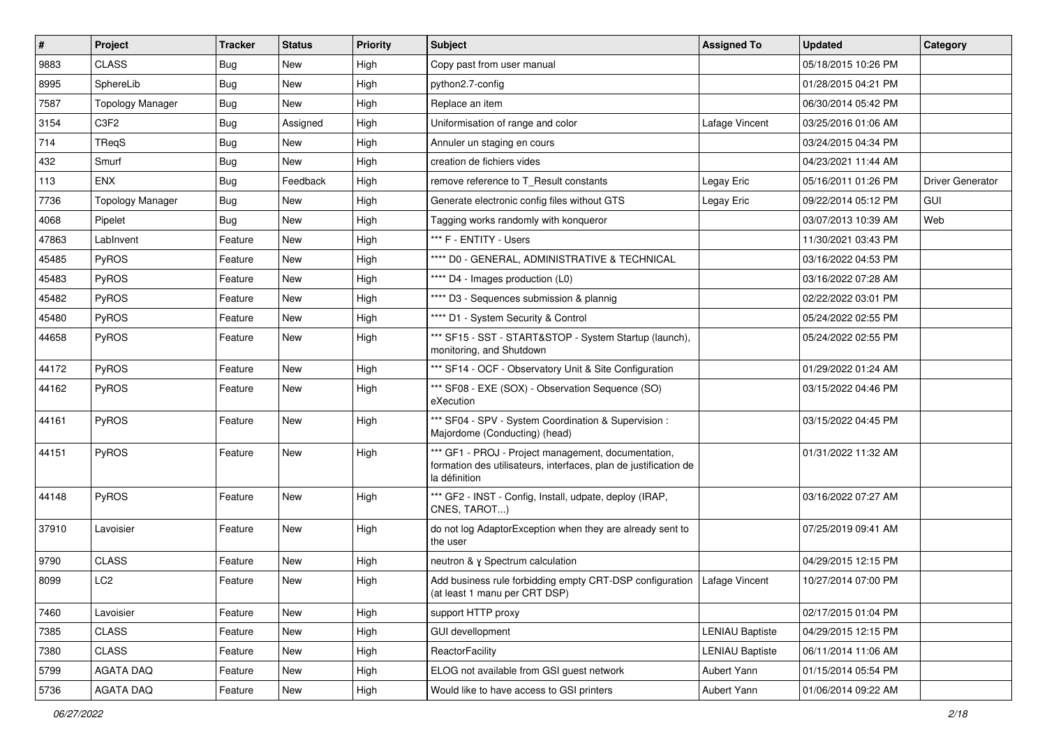| # | Project | Tracker | Status | Priority | Subject | Assigned To | Updated | Category |
|---|---|---|---|---|---|---|---|---|
| 9883 | CLASS | Bug | New | High | Copy past from user manual | | 05/18/2015 10:26 PM | |
| 8995 | SphereLib | Bug | New | High | python2.7-config | | 01/28/2015 04:21 PM | |
| 7587 | Topology Manager | Bug | New | High | Replace an item | | 06/30/2014 05:42 PM | |
| 3154 | C3F2 | Bug | Assigned | High | Uniformisation of range and color | Lafage Vincent | 03/25/2016 01:06 AM | |
| 714 | TReqS | Bug | New | High | Annuler un staging en cours | | 03/24/2015 04:34 PM | |
| 432 | Smurf | Bug | New | High | creation de fichiers vides | | 04/23/2021 11:44 AM | |
| 113 | ENX | Bug | Feedback | High | remove reference to T_Result constants | Legay Eric | 05/16/2011 01:26 PM | Driver Generator |
| 7736 | Topology Manager | Bug | New | High | Generate electronic config files without GTS | Legay Eric | 09/22/2014 05:12 PM | GUI |
| 4068 | Pipelet | Bug | New | High | Tagging works randomly with konqueror | | 03/07/2013 10:39 AM | Web |
| 47863 | LabInvent | Feature | New | High | *** F - ENTITY - Users | | 11/30/2021 03:43 PM | |
| 45485 | PyROS | Feature | New | High | **** D0 - GENERAL, ADMINISTRATIVE & TECHNICAL | | 03/16/2022 04:53 PM | |
| 45483 | PyROS | Feature | New | High | **** D4 - Images production (L0) | | 03/16/2022 07:28 AM | |
| 45482 | PyROS | Feature | New | High | **** D3 - Sequences submission & plannig | | 02/22/2022 03:01 PM | |
| 45480 | PyROS | Feature | New | High | **** D1 - System Security & Control | | 05/24/2022 02:55 PM | |
| 44658 | PyROS | Feature | New | High | *** SF15 - SST - START&STOP - System Startup (launch), monitoring, and Shutdown | | 05/24/2022 02:55 PM | |
| 44172 | PyROS | Feature | New | High | *** SF14 - OCF - Observatory Unit & Site Configuration | | 01/29/2022 01:24 AM | |
| 44162 | PyROS | Feature | New | High | *** SF08 - EXE (SOX) - Observation Sequence (SO) eXecution | | 03/15/2022 04:46 PM | |
| 44161 | PyROS | Feature | New | High | *** SF04 - SPV - System Coordination & Supervision : Majordome (Conducting) (head) | | 03/15/2022 04:45 PM | |
| 44151 | PyROS | Feature | New | High | *** GF1 - PROJ - Project management, documentation, formation des utilisateurs, interfaces, plan de justification de la définition | | 01/31/2022 11:32 AM | |
| 44148 | PyROS | Feature | New | High | *** GF2 - INST - Config, Install, udpate, deploy (IRAP, CNES, TAROT...) | | 03/16/2022 07:27 AM | |
| 37910 | Lavoisier | Feature | New | High | do not log AdaptorException when they are already sent to the user | | 07/25/2019 09:41 AM | |
| 9790 | CLASS | Feature | New | High | neutron & γ Spectrum calculation | | 04/29/2015 12:15 PM | |
| 8099 | LC2 | Feature | New | High | Add business rule forbidding empty CRT-DSP configuration (at least 1 manu per CRT DSP) | Lafage Vincent | 10/27/2014 07:00 PM | |
| 7460 | Lavoisier | Feature | New | High | support HTTP proxy | | 02/17/2015 01:04 PM | |
| 7385 | CLASS | Feature | New | High | GUI devellopment | LENIAU Baptiste | 04/29/2015 12:15 PM | |
| 7380 | CLASS | Feature | New | High | ReactorFacility | LENIAU Baptiste | 06/11/2014 11:06 AM | |
| 5799 | AGATA DAQ | Feature | New | High | ELOG not available from GSI guest network | Aubert Yann | 01/15/2014 05:54 PM | |
| 5736 | AGATA DAQ | Feature | New | High | Would like to have access to GSI printers | Aubert Yann | 01/06/2014 09:22 AM | |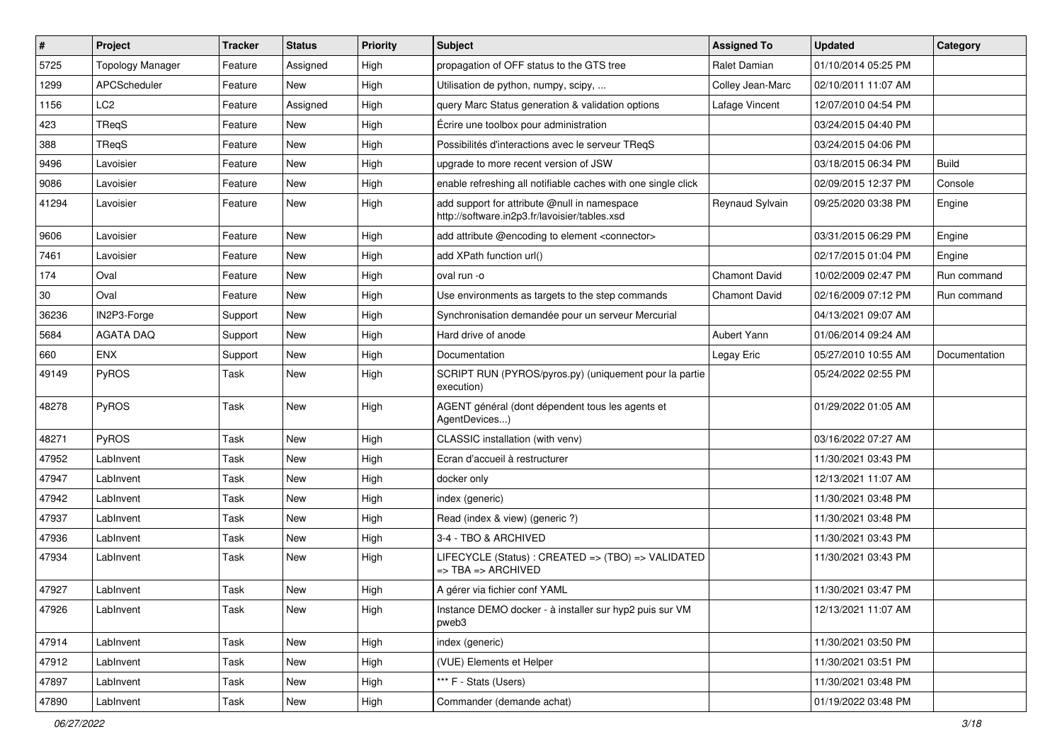| # | Project | Tracker | Status | Priority | Subject | Assigned To | Updated | Category |
|---|---|---|---|---|---|---|---|---|
| 5725 | Topology Manager | Feature | Assigned | High | propagation of OFF status to the GTS tree | Ralet Damian | 01/10/2014 05:25 PM | |
| 1299 | APCScheduler | Feature | New | High | Utilisation de python, numpy, scipy, ... | Colley Jean-Marc | 02/10/2011 11:07 AM | |
| 1156 | LC2 | Feature | Assigned | High | query Marc Status generation & validation options | Lafage Vincent | 12/07/2010 04:54 PM | |
| 423 | TReqS | Feature | New | High | Écrire une toolbox pour administration | | 03/24/2015 04:40 PM | |
| 388 | TReqS | Feature | New | High | Possibilités d'interactions avec le serveur TReqS | | 03/24/2015 04:06 PM | |
| 9496 | Lavoisier | Feature | New | High | upgrade to more recent version of JSW | | 03/18/2015 06:34 PM | Build |
| 9086 | Lavoisier | Feature | New | High | enable refreshing all notifiable caches with one single click | | 02/09/2015 12:37 PM | Console |
| 41294 | Lavoisier | Feature | New | High | add support for attribute @null in namespace http://software.in2p3.fr/lavoisier/tables.xsd | Reynaud Sylvain | 09/25/2020 03:38 PM | Engine |
| 9606 | Lavoisier | Feature | New | High | add attribute @encoding to element <connector> | | 03/31/2015 06:29 PM | Engine |
| 7461 | Lavoisier | Feature | New | High | add XPath function url() | | 02/17/2015 01:04 PM | Engine |
| 174 | Oval | Feature | New | High | oval run -o | Chamont David | 10/02/2009 02:47 PM | Run command |
| 30 | Oval | Feature | New | High | Use environments as targets to the step commands | Chamont David | 02/16/2009 07:12 PM | Run command |
| 36236 | IN2P3-Forge | Support | New | High | Synchronisation demandée pour un serveur Mercurial | | 04/13/2021 09:07 AM | |
| 5684 | AGATA DAQ | Support | New | High | Hard drive of anode | Aubert Yann | 01/06/2014 09:24 AM | |
| 660 | ENX | Support | New | High | Documentation | Legay Eric | 05/27/2010 10:55 AM | Documentation |
| 49149 | PyROS | Task | New | High | SCRIPT RUN (PYROS/pyros.py) (uniquement pour la partie execution) | | 05/24/2022 02:55 PM | |
| 48278 | PyROS | Task | New | High | AGENT général (dont dépendent tous les agents et AgentDevices...) | | 01/29/2022 01:05 AM | |
| 48271 | PyROS | Task | New | High | CLASSIC installation (with venv) | | 03/16/2022 07:27 AM | |
| 47952 | LabInvent | Task | New | High | Ecran d'accueil à restructurer | | 11/30/2021 03:43 PM | |
| 47947 | LabInvent | Task | New | High | docker only | | 12/13/2021 11:07 AM | |
| 47942 | LabInvent | Task | New | High | index (generic) | | 11/30/2021 03:48 PM | |
| 47937 | LabInvent | Task | New | High | Read (index & view) (generic ?) | | 11/30/2021 03:48 PM | |
| 47936 | LabInvent | Task | New | High | 3-4 - TBO & ARCHIVED | | 11/30/2021 03:43 PM | |
| 47934 | LabInvent | Task | New | High | LIFECYCLE (Status) : CREATED => (TBO) => VALIDATED => TBA => ARCHIVED | | 11/30/2021 03:43 PM | |
| 47927 | LabInvent | Task | New | High | A gérer via fichier conf YAML | | 11/30/2021 03:47 PM | |
| 47926 | LabInvent | Task | New | High | Instance DEMO docker - à installer sur hyp2 puis sur VM pweb3 | | 12/13/2021 11:07 AM | |
| 47914 | LabInvent | Task | New | High | index (generic) | | 11/30/2021 03:50 PM | |
| 47912 | LabInvent | Task | New | High | (VUE) Elements et Helper | | 11/30/2021 03:51 PM | |
| 47897 | LabInvent | Task | New | High | *** F - Stats (Users) | | 11/30/2021 03:48 PM | |
| 47890 | LabInvent | Task | New | High | Commander (demande achat) | | 01/19/2022 03:48 PM | |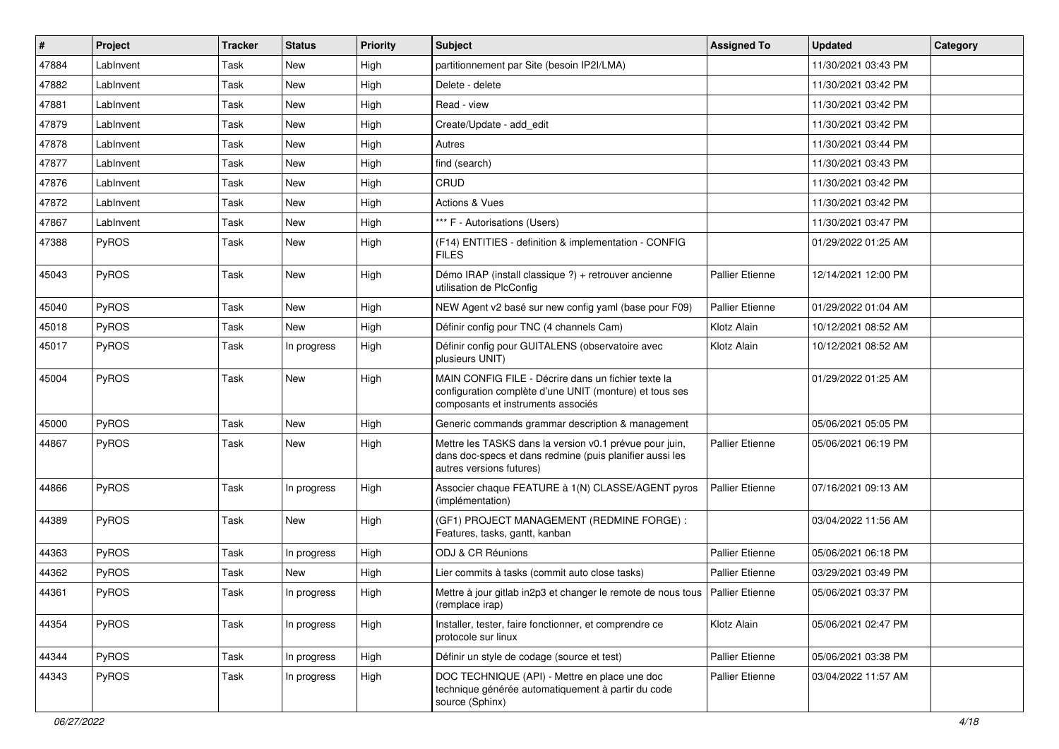| # | Project | Tracker | Status | Priority | Subject | Assigned To | Updated | Category |
|---|---|---|---|---|---|---|---|---|
| 47884 | LabInvent | Task | New | High | partitionnement par Site (besoin IP2I/LMA) | | 11/30/2021 03:43 PM | |
| 47882 | LabInvent | Task | New | High | Delete - delete | | 11/30/2021 03:42 PM | |
| 47881 | LabInvent | Task | New | High | Read - view | | 11/30/2021 03:42 PM | |
| 47879 | LabInvent | Task | New | High | Create/Update - add_edit | | 11/30/2021 03:42 PM | |
| 47878 | LabInvent | Task | New | High | Autres | | 11/30/2021 03:44 PM | |
| 47877 | LabInvent | Task | New | High | find (search) | | 11/30/2021 03:43 PM | |
| 47876 | LabInvent | Task | New | High | CRUD | | 11/30/2021 03:42 PM | |
| 47872 | LabInvent | Task | New | High | Actions & Vues | | 11/30/2021 03:42 PM | |
| 47867 | LabInvent | Task | New | High | *** F - Autorisations (Users) | | 11/30/2021 03:47 PM | |
| 47388 | PyROS | Task | New | High | (F14) ENTITIES - definition & implementation - CONFIG FILES | | 01/29/2022 01:25 AM | |
| 45043 | PyROS | Task | New | High | Démo IRAP (install classique ?) + retrouver ancienne utilisation de PlcConfig | Pallier Etienne | 12/14/2021 12:00 PM | |
| 45040 | PyROS | Task | New | High | NEW Agent v2 basé sur new config yaml (base pour F09) | Pallier Etienne | 01/29/2022 01:04 AM | |
| 45018 | PyROS | Task | New | High | Définir config pour TNC (4 channels Cam) | Klotz Alain | 10/12/2021 08:52 AM | |
| 45017 | PyROS | Task | In progress | High | Définir config pour GUITALENS (observatoire avec plusieurs UNIT) | Klotz Alain | 10/12/2021 08:52 AM | |
| 45004 | PyROS | Task | New | High | MAIN CONFIG FILE - Décrire dans un fichier texte la configuration complète d'une UNIT (monture) et tous ses composants et instruments associés | | 01/29/2022 01:25 AM | |
| 45000 | PyROS | Task | New | High | Generic commands grammar description & management | | 05/06/2021 05:05 PM | |
| 44867 | PyROS | Task | New | High | Mettre les TASKS dans la version v0.1 prévue pour juin, dans doc-specs et dans redmine (puis planifier aussi les autres versions futures) | Pallier Etienne | 05/06/2021 06:19 PM | |
| 44866 | PyROS | Task | In progress | High | Associer chaque FEATURE à 1(N) CLASSE/AGENT pyros (implémentation) | Pallier Etienne | 07/16/2021 09:13 AM | |
| 44389 | PyROS | Task | New | High | (GF1) PROJECT MANAGEMENT (REDMINE FORGE) : Features, tasks, gantt, kanban | | 03/04/2022 11:56 AM | |
| 44363 | PyROS | Task | In progress | High | ODJ & CR Réunions | Pallier Etienne | 05/06/2021 06:18 PM | |
| 44362 | PyROS | Task | New | High | Lier commits à tasks (commit auto close tasks) | Pallier Etienne | 03/29/2021 03:49 PM | |
| 44361 | PyROS | Task | In progress | High | Mettre à jour gitlab in2p3 et changer le remote de nous tous (remplace irap) | Pallier Etienne | 05/06/2021 03:37 PM | |
| 44354 | PyROS | Task | In progress | High | Installer, tester, faire fonctionner, et comprendre ce protocole sur linux | Klotz Alain | 05/06/2021 02:47 PM | |
| 44344 | PyROS | Task | In progress | High | Définir un style de codage (source et test) | Pallier Etienne | 05/06/2021 03:38 PM | |
| 44343 | PyROS | Task | In progress | High | DOC TECHNIQUE (API) - Mettre en place une doc technique générée automatiquement à partir du code source (Sphinx) | Pallier Etienne | 03/04/2022 11:57 AM | |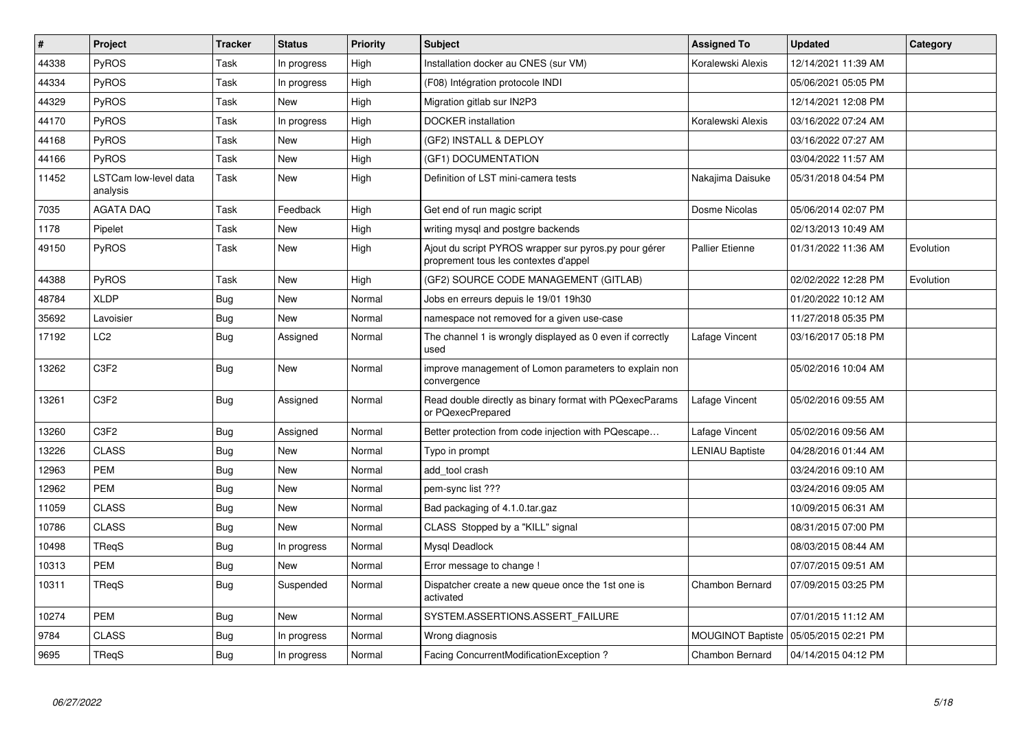| # | Project | Tracker | Status | Priority | Subject | Assigned To | Updated | Category |
|---|---|---|---|---|---|---|---|---|
| 44338 | PyROS | Task | In progress | High | Installation docker au CNES (sur VM) | Koralewski Alexis | 12/14/2021 11:39 AM | |
| 44334 | PyROS | Task | In progress | High | (F08) Intégration protocole INDI | | 05/06/2021 05:05 PM | |
| 44329 | PyROS | Task | New | High | Migration gitlab sur IN2P3 | | 12/14/2021 12:08 PM | |
| 44170 | PyROS | Task | In progress | High | DOCKER installation | Koralewski Alexis | 03/16/2022 07:24 AM | |
| 44168 | PyROS | Task | New | High | (GF2) INSTALL & DEPLOY | | 03/16/2022 07:27 AM | |
| 44166 | PyROS | Task | New | High | (GF1) DOCUMENTATION | | 03/04/2022 11:57 AM | |
| 11452 | LSTCam low-level data analysis | Task | New | High | Definition of LST mini-camera tests | Nakajima Daisuke | 05/31/2018 04:54 PM | |
| 7035 | AGATA DAQ | Task | Feedback | High | Get end of run magic script | Dosme Nicolas | 05/06/2014 02:07 PM | |
| 1178 | Pipelet | Task | New | High | writing mysql and postgre backends | | 02/13/2013 10:49 AM | |
| 49150 | PyROS | Task | New | High | Ajout du script PYROS wrapper sur pyros.py pour gérer proprement tous les contextes d'appel | Pallier Etienne | 01/31/2022 11:36 AM | Evolution |
| 44388 | PyROS | Task | New | High | (GF2) SOURCE CODE MANAGEMENT (GITLAB) | | 02/02/2022 12:28 PM | Evolution |
| 48784 | XLDP | Bug | New | Normal | Jobs en erreurs depuis le 19/01 19h30 | | 01/20/2022 10:12 AM | |
| 35692 | Lavoisier | Bug | New | Normal | namespace not removed for a given use-case | | 11/27/2018 05:35 PM | |
| 17192 | LC2 | Bug | Assigned | Normal | The channel 1 is wrongly displayed as 0 even if correctly used | Lafage Vincent | 03/16/2017 05:18 PM | |
| 13262 | C3F2 | Bug | New | Normal | improve management of Lomon parameters to explain non convergence | | 05/02/2016 10:04 AM | |
| 13261 | C3F2 | Bug | Assigned | Normal | Read double directly as binary format with PQexecParams or PQexecPrepared | Lafage Vincent | 05/02/2016 09:55 AM | |
| 13260 | C3F2 | Bug | Assigned | Normal | Better protection from code injection with PQescape… | Lafage Vincent | 05/02/2016 09:56 AM | |
| 13226 | CLASS | Bug | New | Normal | Typo in prompt | LENIAU Baptiste | 04/28/2016 01:44 AM | |
| 12963 | PEM | Bug | New | Normal | add_tool crash | | 03/24/2016 09:10 AM | |
| 12962 | PEM | Bug | New | Normal | pem-sync list ??? | | 03/24/2016 09:05 AM | |
| 11059 | CLASS | Bug | New | Normal | Bad packaging of 4.1.0.tar.gaz | | 10/09/2015 06:31 AM | |
| 10786 | CLASS | Bug | New | Normal | CLASS Stopped by a "KILL" signal | | 08/31/2015 07:00 PM | |
| 10498 | TReqS | Bug | In progress | Normal | Mysql Deadlock | | 08/03/2015 08:44 AM | |
| 10313 | PEM | Bug | New | Normal | Error message to change ! | | 07/07/2015 09:51 AM | |
| 10311 | TReqS | Bug | Suspended | Normal | Dispatcher create a new queue once the 1st one is activated | Chambon Bernard | 07/09/2015 03:25 PM | |
| 10274 | PEM | Bug | New | Normal | SYSTEM.ASSERTIONS.ASSERT_FAILURE | | 07/01/2015 11:12 AM | |
| 9784 | CLASS | Bug | In progress | Normal | Wrong diagnosis | MOUGINOT Baptiste | 05/05/2015 02:21 PM | |
| 9695 | TReqS | Bug | In progress | Normal | Facing ConcurrentModificationException ? | Chambon Bernard | 04/14/2015 04:12 PM | |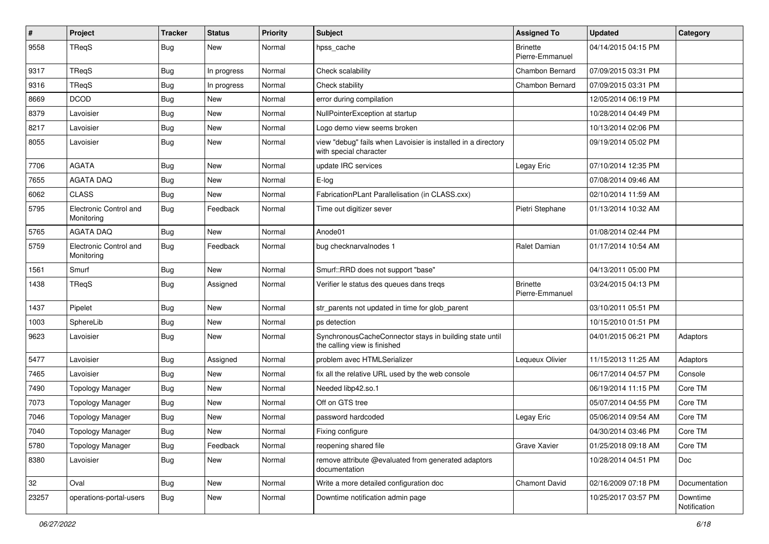| # | Project | Tracker | Status | Priority | Subject | Assigned To | Updated | Category |
|---|---|---|---|---|---|---|---|---|
| 9558 | TReqS | Bug | New | Normal | hpss_cache | Brinette Pierre-Emmanuel | 04/14/2015 04:15 PM | |
| 9317 | TReqS | Bug | In progress | Normal | Check scalability | Chambon Bernard | 07/09/2015 03:31 PM | |
| 9316 | TReqS | Bug | In progress | Normal | Check stability | Chambon Bernard | 07/09/2015 03:31 PM | |
| 8669 | DCOD | Bug | New | Normal | error during compilation | | 12/05/2014 06:19 PM | |
| 8379 | Lavoisier | Bug | New | Normal | NullPointerException at startup | | 10/28/2014 04:49 PM | |
| 8217 | Lavoisier | Bug | New | Normal | Logo demo view seems broken | | 10/13/2014 02:06 PM | |
| 8055 | Lavoisier | Bug | New | Normal | view "debug" fails when Lavoisier is installed in a directory with special character | | 09/19/2014 05:02 PM | |
| 7706 | AGATA | Bug | New | Normal | update IRC services | Legay Eric | 07/10/2014 12:35 PM | |
| 7655 | AGATA DAQ | Bug | New | Normal | E-log | | 07/08/2014 09:46 AM | |
| 6062 | CLASS | Bug | New | Normal | FabricationPLant Parallelisation (in CLASS.cxx) | | 02/10/2014 11:59 AM | |
| 5795 | Electronic Control and Monitoring | Bug | Feedback | Normal | Time out digitizer sever | Pietri Stephane | 01/13/2014 10:32 AM | |
| 5765 | AGATA DAQ | Bug | New | Normal | Anode01 | | 01/08/2014 02:44 PM | |
| 5759 | Electronic Control and Monitoring | Bug | Feedback | Normal | bug checknarvalnodes 1 | Ralet Damian | 01/17/2014 10:54 AM | |
| 1561 | Smurf | Bug | New | Normal | Smurf::RRD does not support "base" | | 04/13/2011 05:00 PM | |
| 1438 | TReqS | Bug | Assigned | Normal | Verifier le status des queues dans treqs | Brinette Pierre-Emmanuel | 03/24/2015 04:13 PM | |
| 1437 | Pipelet | Bug | New | Normal | str_parents not updated in time for glob_parent | | 03/10/2011 05:51 PM | |
| 1003 | SphereLib | Bug | New | Normal | ps detection | | 10/15/2010 01:51 PM | |
| 9623 | Lavoisier | Bug | New | Normal | SynchronousCacheConnector stays in building state until the calling view is finished | | 04/01/2015 06:21 PM | Adaptors |
| 5477 | Lavoisier | Bug | Assigned | Normal | problem avec HTMLSerializer | Lequeux Olivier | 11/15/2013 11:25 AM | Adaptors |
| 7465 | Lavoisier | Bug | New | Normal | fix all the relative URL used by the web console | | 06/17/2014 04:57 PM | Console |
| 7490 | Topology Manager | Bug | New | Normal | Needed libp42.so.1 | | 06/19/2014 11:15 PM | Core TM |
| 7073 | Topology Manager | Bug | New | Normal | Off on GTS tree | | 05/07/2014 04:55 PM | Core TM |
| 7046 | Topology Manager | Bug | New | Normal | password hardcoded | Legay Eric | 05/06/2014 09:54 AM | Core TM |
| 7040 | Topology Manager | Bug | New | Normal | Fixing configure | | 04/30/2014 03:46 PM | Core TM |
| 5780 | Topology Manager | Bug | Feedback | Normal | reopening shared file | Grave Xavier | 01/25/2018 09:18 AM | Core TM |
| 8380 | Lavoisier | Bug | New | Normal | remove attribute @evaluated from generated adaptors documentation | | 10/28/2014 04:51 PM | Doc |
| 32 | Oval | Bug | New | Normal | Write a more detailed configuration doc | Chamont David | 02/16/2009 07:18 PM | Documentation |
| 23257 | operations-portal-users | Bug | New | Normal | Downtime notification admin page | | 10/25/2017 03:57 PM | Downtime Notification |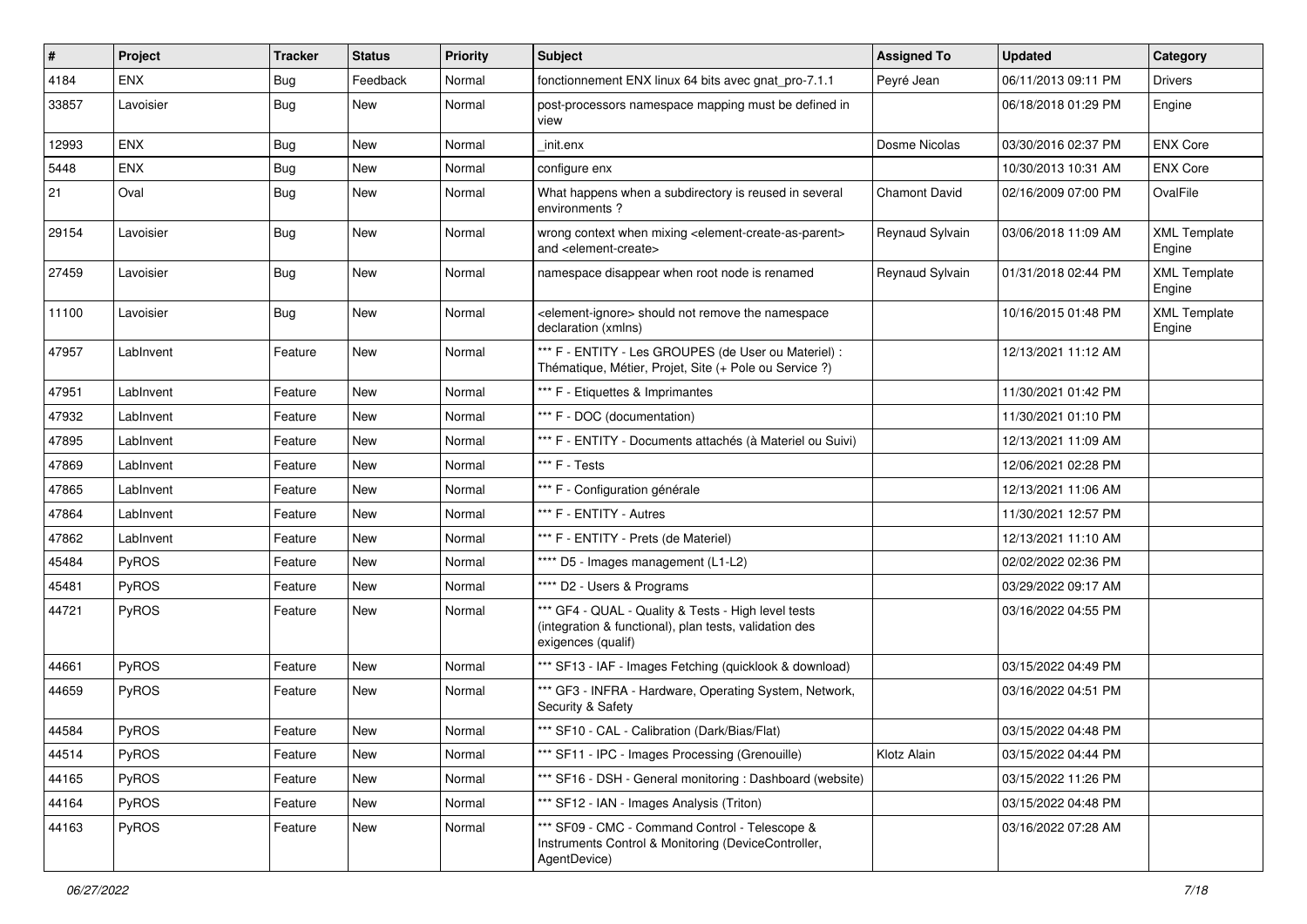| # | Project | Tracker | Status | Priority | Subject | Assigned To | Updated | Category |
|---|---|---|---|---|---|---|---|---|
| 4184 | ENX | Bug | Feedback | Normal | fonctionnement ENX linux 64 bits avec gnat_pro-7.1.1 | Peyré Jean | 06/11/2013 09:11 PM | Drivers |
| 33857 | Lavoisier | Bug | New | Normal | post-processors namespace mapping must be defined in view | | 06/18/2018 01:29 PM | Engine |
| 12993 | ENX | Bug | New | Normal | _init.enx | Dosme Nicolas | 03/30/2016 02:37 PM | ENX Core |
| 5448 | ENX | Bug | New | Normal | configure enx | | 10/30/2013 10:31 AM | ENX Core |
| 21 | Oval | Bug | New | Normal | What happens when a subdirectory is reused in several environments ? | Chamont David | 02/16/2009 07:00 PM | OvalFile |
| 29154 | Lavoisier | Bug | New | Normal | wrong context when mixing <element-create-as-parent> and <element-create> | Reynaud Sylvain | 03/06/2018 11:09 AM | XML Template Engine |
| 27459 | Lavoisier | Bug | New | Normal | namespace disappear when root node is renamed | Reynaud Sylvain | 01/31/2018 02:44 PM | XML Template Engine |
| 11100 | Lavoisier | Bug | New | Normal | <element-ignore> should not remove the namespace declaration (xmlns) | | 10/16/2015 01:48 PM | XML Template Engine |
| 47957 | LabInvent | Feature | New | Normal | *** F - ENTITY - Les GROUPES (de User ou Materiel) : Thématique, Métier, Projet, Site (+ Pole ou Service ?) | | 12/13/2021 11:12 AM | |
| 47951 | LabInvent | Feature | New | Normal | *** F - Etiquettes & Imprimantes | | 11/30/2021 01:42 PM | |
| 47932 | LabInvent | Feature | New | Normal | *** F - DOC (documentation) | | 11/30/2021 01:10 PM | |
| 47895 | LabInvent | Feature | New | Normal | *** F - ENTITY - Documents attachés (à Materiel ou Suivi) | | 12/13/2021 11:09 AM | |
| 47869 | LabInvent | Feature | New | Normal | *** F - Tests | | 12/06/2021 02:28 PM | |
| 47865 | LabInvent | Feature | New | Normal | *** F - Configuration générale | | 12/13/2021 11:06 AM | |
| 47864 | LabInvent | Feature | New | Normal | *** F - ENTITY - Autres | | 11/30/2021 12:57 PM | |
| 47862 | LabInvent | Feature | New | Normal | *** F - ENTITY - Prets (de Materiel) | | 12/13/2021 11:10 AM | |
| 45484 | PyROS | Feature | New | Normal | **** D5 - Images management (L1-L2) | | 02/02/2022 02:36 PM | |
| 45481 | PyROS | Feature | New | Normal | **** D2 - Users & Programs | | 03/29/2022 09:17 AM | |
| 44721 | PyROS | Feature | New | Normal | *** GF4 - QUAL - Quality & Tests - High level tests (integration & functional), plan tests, validation des exigences (qualif) | | 03/16/2022 04:55 PM | |
| 44661 | PyROS | Feature | New | Normal | *** SF13 - IAF - Images Fetching (quicklook & download) | | 03/15/2022 04:49 PM | |
| 44659 | PyROS | Feature | New | Normal | *** GF3 - INFRA - Hardware, Operating System, Network, Security & Safety | | 03/16/2022 04:51 PM | |
| 44584 | PyROS | Feature | New | Normal | *** SF10 - CAL - Calibration (Dark/Bias/Flat) | | 03/15/2022 04:48 PM | |
| 44514 | PyROS | Feature | New | Normal | *** SF11 - IPC - Images Processing (Grenouille) | Klotz Alain | 03/15/2022 04:44 PM | |
| 44165 | PyROS | Feature | New | Normal | *** SF16 - DSH - General monitoring : Dashboard (website) | | 03/15/2022 11:26 PM | |
| 44164 | PyROS | Feature | New | Normal | *** SF12 - IAN - Images Analysis (Triton) | | 03/15/2022 04:48 PM | |
| 44163 | PyROS | Feature | New | Normal | *** SF09 - CMC - Command Control - Telescope & Instruments Control & Monitoring (DeviceController, AgentDevice) | | 03/16/2022 07:28 AM | |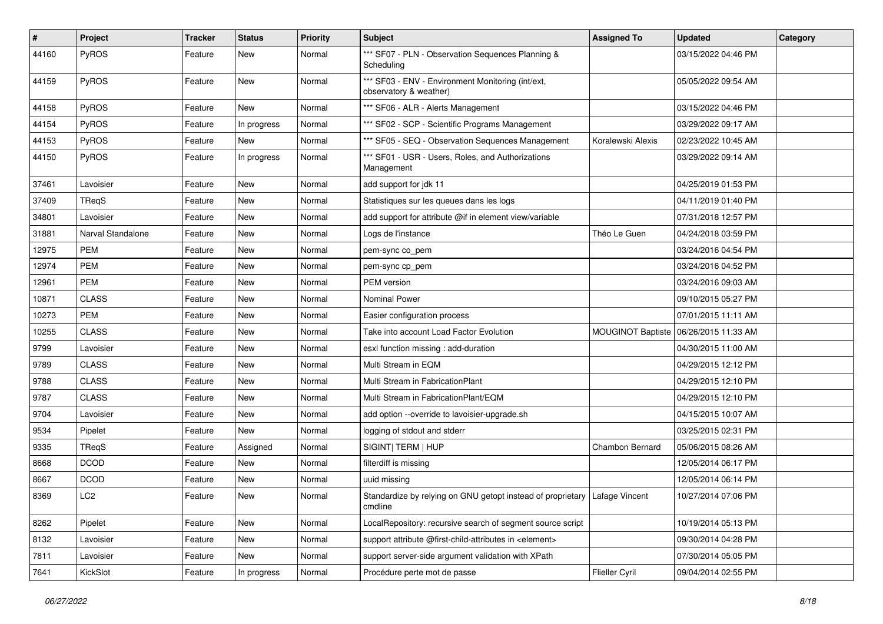| # | Project | Tracker | Status | Priority | Subject | Assigned To | Updated | Category |
|---|---|---|---|---|---|---|---|---|
| 44160 | PyROS | Feature | New | Normal | *** SF07 - PLN - Observation Sequences Planning & Scheduling | | 03/15/2022 04:46 PM | |
| 44159 | PyROS | Feature | New | Normal | *** SF03 - ENV - Environment Monitoring (int/ext, observatory & weather) | | 05/05/2022 09:54 AM | |
| 44158 | PyROS | Feature | New | Normal | *** SF06 - ALR - Alerts Management | | 03/15/2022 04:46 PM | |
| 44154 | PyROS | Feature | In progress | Normal | *** SF02 - SCP - Scientific Programs Management | | 03/29/2022 09:17 AM | |
| 44153 | PyROS | Feature | New | Normal | *** SF05 - SEQ - Observation Sequences Management | Koralewski Alexis | 02/23/2022 10:45 AM | |
| 44150 | PyROS | Feature | In progress | Normal | *** SF01 - USR - Users, Roles, and Authorizations Management | | 03/29/2022 09:14 AM | |
| 37461 | Lavoisier | Feature | New | Normal | add support for jdk 11 | | 04/25/2019 01:53 PM | |
| 37409 | TReqS | Feature | New | Normal | Statistiques sur les queues dans les logs | | 04/11/2019 01:40 PM | |
| 34801 | Lavoisier | Feature | New | Normal | add support for attribute @if in element view/variable | | 07/31/2018 12:57 PM | |
| 31881 | Narval Standalone | Feature | New | Normal | Logs de l'instance | Théo Le Guen | 04/24/2018 03:59 PM | |
| 12975 | PEM | Feature | New | Normal | pem-sync co_pem | | 03/24/2016 04:54 PM | |
| 12974 | PEM | Feature | New | Normal | pem-sync cp_pem | | 03/24/2016 04:52 PM | |
| 12961 | PEM | Feature | New | Normal | PEM version | | 03/24/2016 09:03 AM | |
| 10871 | CLASS | Feature | New | Normal | Nominal Power | | 09/10/2015 05:27 PM | |
| 10273 | PEM | Feature | New | Normal | Easier configuration process | | 07/01/2015 11:11 AM | |
| 10255 | CLASS | Feature | New | Normal | Take into account Load Factor Evolution | MOUGINOT Baptiste | 06/26/2015 11:33 AM | |
| 9799 | Lavoisier | Feature | New | Normal | esxl function missing : add-duration | | 04/30/2015 11:00 AM | |
| 9789 | CLASS | Feature | New | Normal | Multi Stream in EQM | | 04/29/2015 12:12 PM | |
| 9788 | CLASS | Feature | New | Normal | Multi Stream in FabricationPlant | | 04/29/2015 12:10 PM | |
| 9787 | CLASS | Feature | New | Normal | Multi Stream in FabricationPlant/EQM | | 04/29/2015 12:10 PM | |
| 9704 | Lavoisier | Feature | New | Normal | add option --override to lavoisier-upgrade.sh | | 04/15/2015 10:07 AM | |
| 9534 | Pipelet | Feature | New | Normal | logging of stdout and stderr | | 03/25/2015 02:31 PM | |
| 9335 | TReqS | Feature | Assigned | Normal | SIGINT\| TERM \| HUP | Chambon Bernard | 05/06/2015 08:26 AM | |
| 8668 | DCOD | Feature | New | Normal | filterdiff is missing | | 12/05/2014 06:17 PM | |
| 8667 | DCOD | Feature | New | Normal | uuid missing | | 12/05/2014 06:14 PM | |
| 8369 | LC2 | Feature | New | Normal | Standardize by relying on GNU getopt instead of proprietary cmdline | Lafage Vincent | 10/27/2014 07:06 PM | |
| 8262 | Pipelet | Feature | New | Normal | LocalRepository: recursive search of segment source script | | 10/19/2014 05:13 PM | |
| 8132 | Lavoisier | Feature | New | Normal | support attribute @first-child-attributes in <element> | | 09/30/2014 04:28 PM | |
| 7811 | Lavoisier | Feature | New | Normal | support server-side argument validation with XPath | | 07/30/2014 05:05 PM | |
| 7641 | KickSlot | Feature | In progress | Normal | Procédure perte mot de passe | Flieller Cyril | 09/04/2014 02:55 PM | |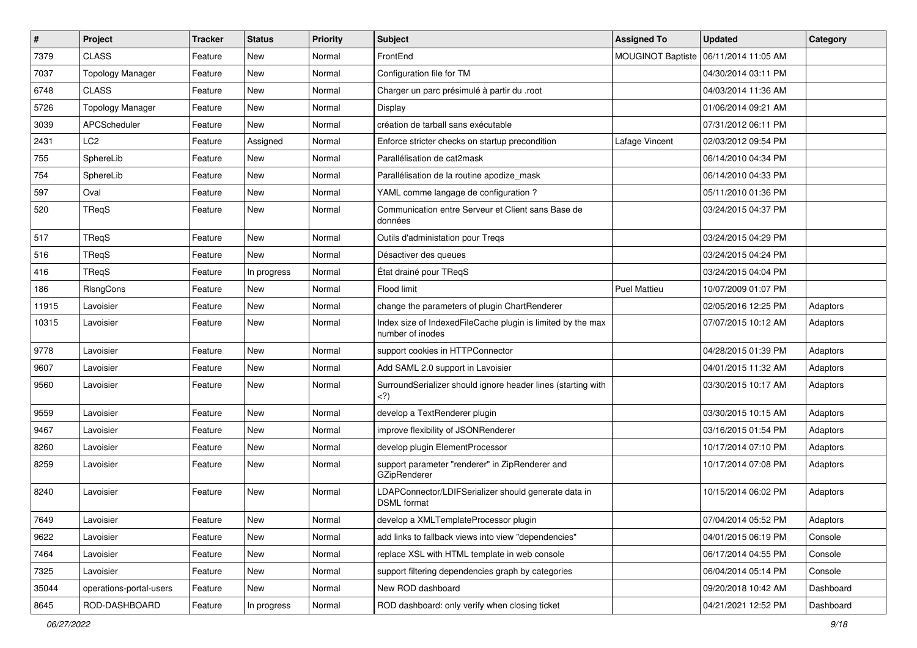| # | Project | Tracker | Status | Priority | Subject | Assigned To | Updated | Category |
|---|---|---|---|---|---|---|---|---|
| 7379 | CLASS | Feature | New | Normal | FrontEnd | MOUGINOT Baptiste | 06/11/2014 11:05 AM | |
| 7037 | Topology Manager | Feature | New | Normal | Configuration file for TM | | 04/30/2014 03:11 PM | |
| 6748 | CLASS | Feature | New | Normal | Charger un parc présimulé à partir du .root | | 04/03/2014 11:36 AM | |
| 5726 | Topology Manager | Feature | New | Normal | Display | | 01/06/2014 09:21 AM | |
| 3039 | APCScheduler | Feature | New | Normal | création de tarball sans exécutable | | 07/31/2012 06:11 PM | |
| 2431 | LC2 | Feature | Assigned | Normal | Enforce stricter checks on startup precondition | Lafage Vincent | 02/03/2012 09:54 PM | |
| 755 | SphereLib | Feature | New | Normal | Parallélisation de cat2mask | | 06/14/2010 04:34 PM | |
| 754 | SphereLib | Feature | New | Normal | Parallélisation de la routine apodize_mask | | 06/14/2010 04:33 PM | |
| 597 | Oval | Feature | New | Normal | YAML comme langage de configuration ? | | 05/11/2010 01:36 PM | |
| 520 | TReqS | Feature | New | Normal | Communication entre Serveur et Client sans Base de données | | 03/24/2015 04:37 PM | |
| 517 | TReqS | Feature | New | Normal | Outils d'administation pour Treqs | | 03/24/2015 04:29 PM | |
| 516 | TReqS | Feature | New | Normal | Désactiver des queues | | 03/24/2015 04:24 PM | |
| 416 | TReqS | Feature | In progress | Normal | État drainé pour TReqS | | 03/24/2015 04:04 PM | |
| 186 | RlsngCons | Feature | New | Normal | Flood limit | Puel Mattieu | 10/07/2009 01:07 PM | |
| 11915 | Lavoisier | Feature | New | Normal | change the parameters of plugin ChartRenderer | | 02/05/2016 12:25 PM | Adaptors |
| 10315 | Lavoisier | Feature | New | Normal | Index size of IndexedFileCache plugin is limited by the max number of inodes | | 07/07/2015 10:12 AM | Adaptors |
| 9778 | Lavoisier | Feature | New | Normal | support cookies in HTTPConnector | | 04/28/2015 01:39 PM | Adaptors |
| 9607 | Lavoisier | Feature | New | Normal | Add SAML 2.0 support in Lavoisier | | 04/01/2015 11:32 AM | Adaptors |
| 9560 | Lavoisier | Feature | New | Normal | SurroundSerializer should ignore header lines (starting with <?) | | 03/30/2015 10:17 AM | Adaptors |
| 9559 | Lavoisier | Feature | New | Normal | develop a TextRenderer plugin | | 03/30/2015 10:15 AM | Adaptors |
| 9467 | Lavoisier | Feature | New | Normal | improve flexibility of JSONRenderer | | 03/16/2015 01:54 PM | Adaptors |
| 8260 | Lavoisier | Feature | New | Normal | develop plugin ElementProcessor | | 10/17/2014 07:10 PM | Adaptors |
| 8259 | Lavoisier | Feature | New | Normal | support parameter "renderer" in ZipRenderer and GZipRenderer | | 10/17/2014 07:08 PM | Adaptors |
| 8240 | Lavoisier | Feature | New | Normal | LDAPConnector/LDIFSerializer should generate data in DSML format | | 10/15/2014 06:02 PM | Adaptors |
| 7649 | Lavoisier | Feature | New | Normal | develop a XMLTemplateProcessor plugin | | 07/04/2014 05:52 PM | Adaptors |
| 9622 | Lavoisier | Feature | New | Normal | add links to fallback views into view "dependencies" | | 04/01/2015 06:19 PM | Console |
| 7464 | Lavoisier | Feature | New | Normal | replace XSL with HTML template in web console | | 06/17/2014 04:55 PM | Console |
| 7325 | Lavoisier | Feature | New | Normal | support filtering dependencies graph by categories | | 06/04/2014 05:14 PM | Console |
| 35044 | operations-portal-users | Feature | New | Normal | New ROD dashboard | | 09/20/2018 10:42 AM | Dashboard |
| 8645 | ROD-DASHBOARD | Feature | In progress | Normal | ROD dashboard: only verify when closing ticket | | 04/21/2021 12:52 PM | Dashboard |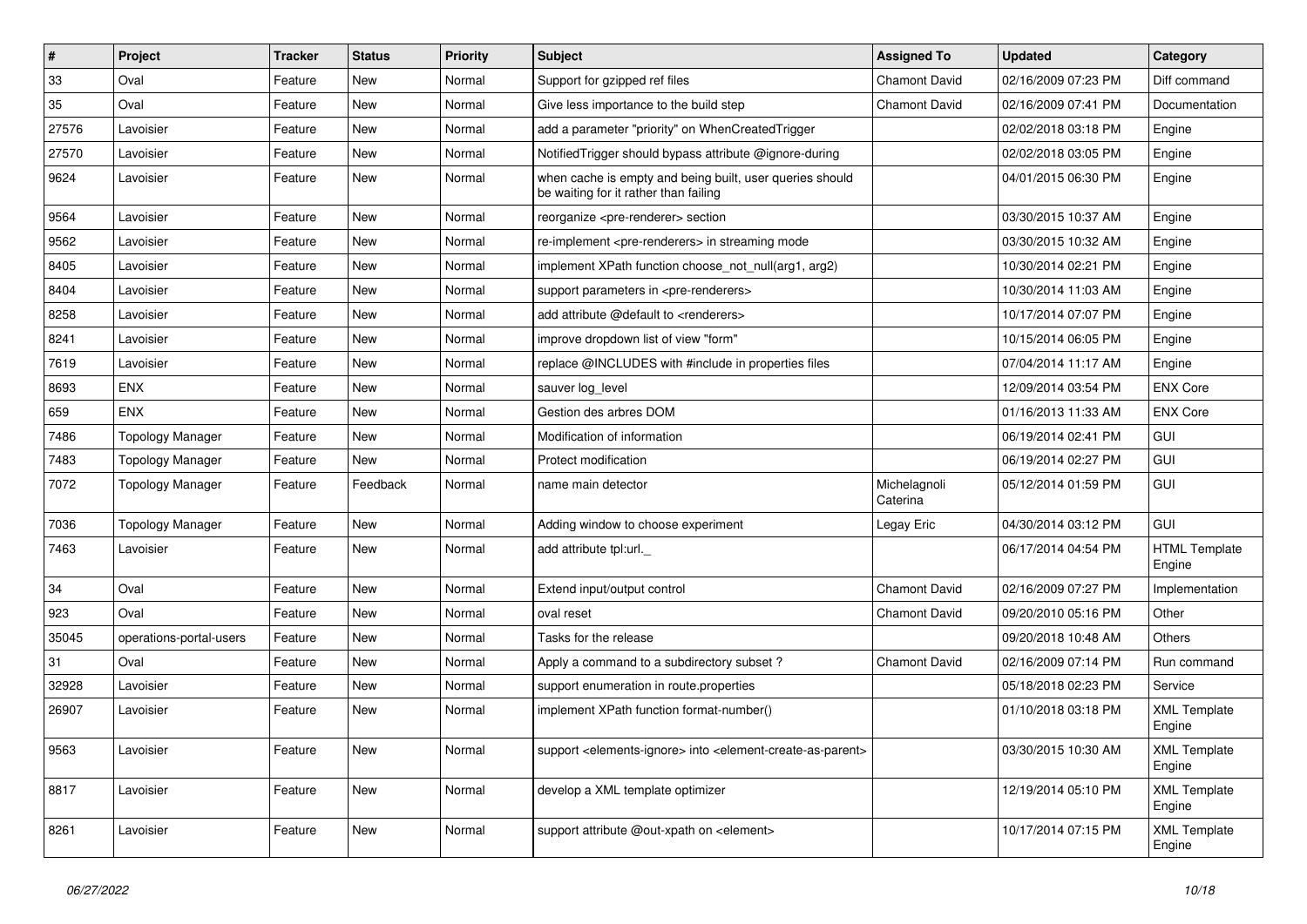| # | Project | Tracker | Status | Priority | Subject | Assigned To | Updated | Category |
|---|---|---|---|---|---|---|---|---|
| 33 | Oval | Feature | New | Normal | Support for gzipped ref files | Chamont David | 02/16/2009 07:23 PM | Diff command |
| 35 | Oval | Feature | New | Normal | Give less importance to the build step | Chamont David | 02/16/2009 07:41 PM | Documentation |
| 27576 | Lavoisier | Feature | New | Normal | add a parameter "priority" on WhenCreatedTrigger | | 02/02/2018 03:18 PM | Engine |
| 27570 | Lavoisier | Feature | New | Normal | NotifiedTrigger should bypass attribute @ignore-during | | 02/02/2018 03:05 PM | Engine |
| 9624 | Lavoisier | Feature | New | Normal | when cache is empty and being built, user queries should be waiting for it rather than failing | | 04/01/2015 06:30 PM | Engine |
| 9564 | Lavoisier | Feature | New | Normal | reorganize <pre-renderer> section | | 03/30/2015 10:37 AM | Engine |
| 9562 | Lavoisier | Feature | New | Normal | re-implement <pre-renderers> in streaming mode | | 03/30/2015 10:32 AM | Engine |
| 8405 | Lavoisier | Feature | New | Normal | implement XPath function choose_not_null(arg1, arg2) | | 10/30/2014 02:21 PM | Engine |
| 8404 | Lavoisier | Feature | New | Normal | support parameters in <pre-renderers> | | 10/30/2014 11:03 AM | Engine |
| 8258 | Lavoisier | Feature | New | Normal | add attribute @default to <renderers> | | 10/17/2014 07:07 PM | Engine |
| 8241 | Lavoisier | Feature | New | Normal | improve dropdown list of view "form" | | 10/15/2014 06:05 PM | Engine |
| 7619 | Lavoisier | Feature | New | Normal | replace @INCLUDES with #include in properties files | | 07/04/2014 11:17 AM | Engine |
| 8693 | ENX | Feature | New | Normal | sauver log_level | | 12/09/2014 03:54 PM | ENX Core |
| 659 | ENX | Feature | New | Normal | Gestion des arbres DOM | | 01/16/2013 11:33 AM | ENX Core |
| 7486 | Topology Manager | Feature | New | Normal | Modification of information | | 06/19/2014 02:41 PM | GUI |
| 7483 | Topology Manager | Feature | New | Normal | Protect modification | | 06/19/2014 02:27 PM | GUI |
| 7072 | Topology Manager | Feature | Feedback | Normal | name main detector | Michelagnoli Caterina | 05/12/2014 01:59 PM | GUI |
| 7036 | Topology Manager | Feature | New | Normal | Adding window to choose experiment | Legay Eric | 04/30/2014 03:12 PM | GUI |
| 7463 | Lavoisier | Feature | New | Normal | add attribute tpl:url._ | | 06/17/2014 04:54 PM | HTML Template Engine |
| 34 | Oval | Feature | New | Normal | Extend input/output control | Chamont David | 02/16/2009 07:27 PM | Implementation |
| 923 | Oval | Feature | New | Normal | oval reset | Chamont David | 09/20/2010 05:16 PM | Other |
| 35045 | operations-portal-users | Feature | New | Normal | Tasks for the release | | 09/20/2018 10:48 AM | Others |
| 31 | Oval | Feature | New | Normal | Apply a command to a subdirectory subset ? | Chamont David | 02/16/2009 07:14 PM | Run command |
| 32928 | Lavoisier | Feature | New | Normal | support enumeration in route.properties | | 05/18/2018 02:23 PM | Service |
| 26907 | Lavoisier | Feature | New | Normal | implement XPath function format-number() | | 01/10/2018 03:18 PM | XML Template Engine |
| 9563 | Lavoisier | Feature | New | Normal | support <elements-ignore> into <element-create-as-parent> | | 03/30/2015 10:30 AM | XML Template Engine |
| 8817 | Lavoisier | Feature | New | Normal | develop a XML template optimizer | | 12/19/2014 05:10 PM | XML Template Engine |
| 8261 | Lavoisier | Feature | New | Normal | support attribute @out-xpath on <element> | | 10/17/2014 07:15 PM | XML Template Engine |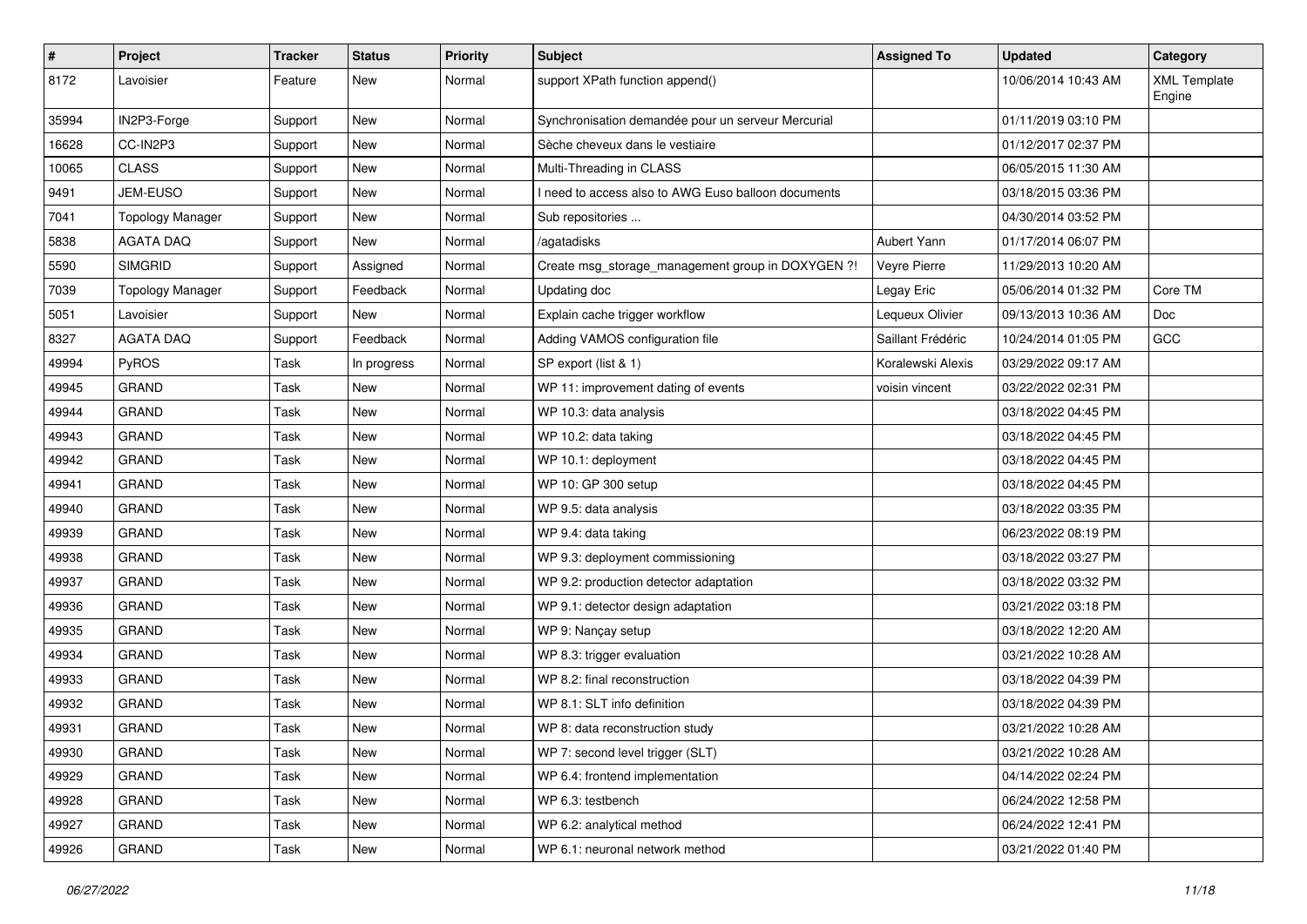| # | Project | Tracker | Status | Priority | Subject | Assigned To | Updated | Category |
|---|---|---|---|---|---|---|---|---|
| 8172 | Lavoisier | Feature | New | Normal | support XPath function append() | | 10/06/2014 10:43 AM | XML Template Engine |
| 35994 | IN2P3-Forge | Support | New | Normal | Synchronisation demandée pour un serveur Mercurial | | 01/11/2019 03:10 PM | |
| 16628 | CC-IN2P3 | Support | New | Normal | Sèche cheveux dans le vestiaire | | 01/12/2017 02:37 PM | |
| 10065 | CLASS | Support | New | Normal | Multi-Threading in CLASS | | 06/05/2015 11:30 AM | |
| 9491 | JEM-EUSO | Support | New | Normal | I need to access also to AWG Euso balloon documents | | 03/18/2015 03:36 PM | |
| 7041 | Topology Manager | Support | New | Normal | Sub repositories ... | | 04/30/2014 03:52 PM | |
| 5838 | AGATA DAQ | Support | New | Normal | /agatadisks | Aubert Yann | 01/17/2014 06:07 PM | |
| 5590 | SIMGRID | Support | Assigned | Normal | Create msg_storage_management group in DOXYGEN ?! | Veyre Pierre | 11/29/2013 10:20 AM | |
| 7039 | Topology Manager | Support | Feedback | Normal | Updating doc | Legay Eric | 05/06/2014 01:32 PM | Core TM |
| 5051 | Lavoisier | Support | New | Normal | Explain cache trigger workflow | Lequeux Olivier | 09/13/2013 10:36 AM | Doc |
| 8327 | AGATA DAQ | Support | Feedback | Normal | Adding VAMOS configuration file | Saillant Frédéric | 10/24/2014 01:05 PM | GCC |
| 49994 | PyROS | Task | In progress | Normal | SP export (list & 1) | Koralewski Alexis | 03/29/2022 09:17 AM | |
| 49945 | GRAND | Task | New | Normal | WP 11: improvement dating of events | voisin vincent | 03/22/2022 02:31 PM | |
| 49944 | GRAND | Task | New | Normal | WP 10.3: data analysis | | 03/18/2022 04:45 PM | |
| 49943 | GRAND | Task | New | Normal | WP 10.2: data taking | | 03/18/2022 04:45 PM | |
| 49942 | GRAND | Task | New | Normal | WP 10.1: deployment | | 03/18/2022 04:45 PM | |
| 49941 | GRAND | Task | New | Normal | WP 10: GP 300 setup | | 03/18/2022 04:45 PM | |
| 49940 | GRAND | Task | New | Normal | WP 9.5: data analysis | | 03/18/2022 03:35 PM | |
| 49939 | GRAND | Task | New | Normal | WP 9.4: data taking | | 06/23/2022 08:19 PM | |
| 49938 | GRAND | Task | New | Normal | WP 9.3: deployment commissioning | | 03/18/2022 03:27 PM | |
| 49937 | GRAND | Task | New | Normal | WP 9.2: production detector adaptation | | 03/18/2022 03:32 PM | |
| 49936 | GRAND | Task | New | Normal | WP 9.1: detector design adaptation | | 03/21/2022 03:18 PM | |
| 49935 | GRAND | Task | New | Normal | WP 9: Nançay setup | | 03/18/2022 12:20 AM | |
| 49934 | GRAND | Task | New | Normal | WP 8.3: trigger evaluation | | 03/21/2022 10:28 AM | |
| 49933 | GRAND | Task | New | Normal | WP 8.2: final reconstruction | | 03/18/2022 04:39 PM | |
| 49932 | GRAND | Task | New | Normal | WP 8.1: SLT info definition | | 03/18/2022 04:39 PM | |
| 49931 | GRAND | Task | New | Normal | WP 8: data reconstruction study | | 03/21/2022 10:28 AM | |
| 49930 | GRAND | Task | New | Normal | WP 7: second level trigger (SLT) | | 03/21/2022 10:28 AM | |
| 49929 | GRAND | Task | New | Normal | WP 6.4: frontend implementation | | 04/14/2022 02:24 PM | |
| 49928 | GRAND | Task | New | Normal | WP 6.3: testbench | | 06/24/2022 12:58 PM | |
| 49927 | GRAND | Task | New | Normal | WP 6.2: analytical method | | 06/24/2022 12:41 PM | |
| 49926 | GRAND | Task | New | Normal | WP 6.1: neuronal network method | | 03/21/2022 01:40 PM | |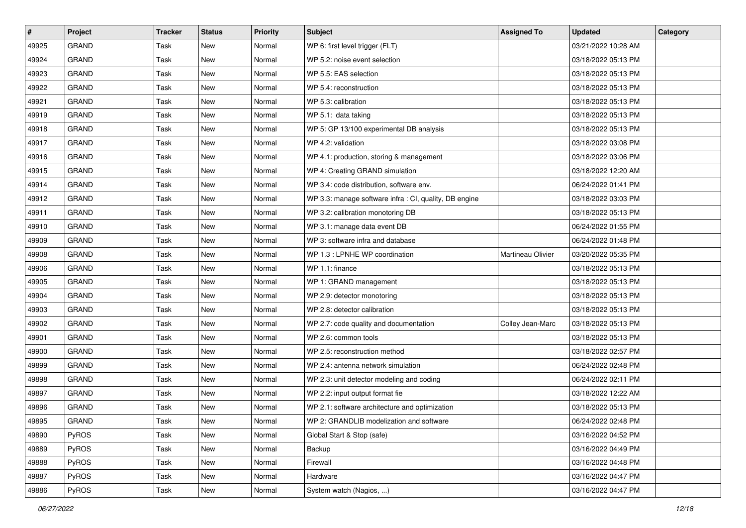| # | Project | Tracker | Status | Priority | Subject | Assigned To | Updated | Category |
|---|---|---|---|---|---|---|---|---|
| 49925 | GRAND | Task | New | Normal | WP 6: first level trigger (FLT) | | 03/21/2022 10:28 AM | |
| 49924 | GRAND | Task | New | Normal | WP 5.2: noise event selection | | 03/18/2022 05:13 PM | |
| 49923 | GRAND | Task | New | Normal | WP 5.5: EAS selection | | 03/18/2022 05:13 PM | |
| 49922 | GRAND | Task | New | Normal | WP 5.4: reconstruction | | 03/18/2022 05:13 PM | |
| 49921 | GRAND | Task | New | Normal | WP 5.3: calibration | | 03/18/2022 05:13 PM | |
| 49919 | GRAND | Task | New | Normal | WP 5.1:  data taking | | 03/18/2022 05:13 PM | |
| 49918 | GRAND | Task | New | Normal | WP 5: GP 13/100 experimental DB analysis | | 03/18/2022 05:13 PM | |
| 49917 | GRAND | Task | New | Normal | WP 4.2: validation | | 03/18/2022 03:08 PM | |
| 49916 | GRAND | Task | New | Normal | WP 4.1: production, storing & management | | 03/18/2022 03:06 PM | |
| 49915 | GRAND | Task | New | Normal | WP 4: Creating GRAND simulation | | 03/18/2022 12:20 AM | |
| 49914 | GRAND | Task | New | Normal | WP 3.4: code distribution, software env. | | 06/24/2022 01:41 PM | |
| 49912 | GRAND | Task | New | Normal | WP 3.3: manage software infra : CI, quality, DB engine | | 03/18/2022 03:03 PM | |
| 49911 | GRAND | Task | New | Normal | WP 3.2: calibration monotoring DB | | 03/18/2022 05:13 PM | |
| 49910 | GRAND | Task | New | Normal | WP 3.1: manage data event DB | | 06/24/2022 01:55 PM | |
| 49909 | GRAND | Task | New | Normal | WP 3: software infra and database | | 06/24/2022 01:48 PM | |
| 49908 | GRAND | Task | New | Normal | WP 1.3 : LPNHE WP coordination | Martineau Olivier | 03/20/2022 05:35 PM | |
| 49906 | GRAND | Task | New | Normal | WP 1.1: finance | | 03/18/2022 05:13 PM | |
| 49905 | GRAND | Task | New | Normal | WP 1: GRAND management | | 03/18/2022 05:13 PM | |
| 49904 | GRAND | Task | New | Normal | WP 2.9: detector monotoring | | 03/18/2022 05:13 PM | |
| 49903 | GRAND | Task | New | Normal | WP 2.8: detector calibration | | 03/18/2022 05:13 PM | |
| 49902 | GRAND | Task | New | Normal | WP 2.7: code quality and documentation | Colley Jean-Marc | 03/18/2022 05:13 PM | |
| 49901 | GRAND | Task | New | Normal | WP 2.6: common tools | | 03/18/2022 05:13 PM | |
| 49900 | GRAND | Task | New | Normal | WP 2.5: reconstruction method | | 03/18/2022 02:57 PM | |
| 49899 | GRAND | Task | New | Normal | WP 2.4: antenna network simulation | | 06/24/2022 02:48 PM | |
| 49898 | GRAND | Task | New | Normal | WP 2.3: unit detector modeling and coding | | 06/24/2022 02:11 PM | |
| 49897 | GRAND | Task | New | Normal | WP 2.2: input output format fie | | 03/18/2022 12:22 AM | |
| 49896 | GRAND | Task | New | Normal | WP 2.1: software architecture and optimization | | 03/18/2022 05:13 PM | |
| 49895 | GRAND | Task | New | Normal | WP 2: GRANDLIB modelization and software | | 06/24/2022 02:48 PM | |
| 49890 | PyROS | Task | New | Normal | Global Start & Stop (safe) | | 03/16/2022 04:52 PM | |
| 49889 | PyROS | Task | New | Normal | Backup | | 03/16/2022 04:49 PM | |
| 49888 | PyROS | Task | New | Normal | Firewall | | 03/16/2022 04:48 PM | |
| 49887 | PyROS | Task | New | Normal | Hardware | | 03/16/2022 04:47 PM | |
| 49886 | PyROS | Task | New | Normal | System watch (Nagios, ...) | | 03/16/2022 04:47 PM | |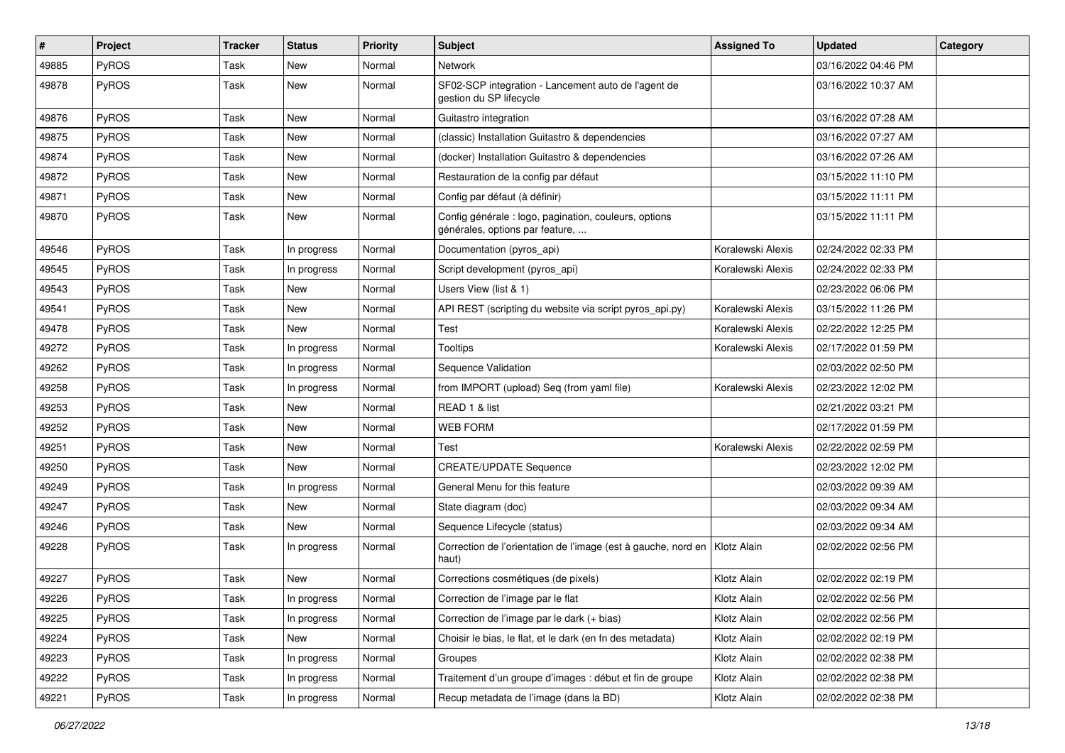| # | Project | Tracker | Status | Priority | Subject | Assigned To | Updated | Category |
|---|---|---|---|---|---|---|---|---|
| 49885 | PyROS | Task | New | Normal | Network | | 03/16/2022 04:46 PM | |
| 49878 | PyROS | Task | New | Normal | SF02-SCP integration - Lancement auto de l'agent de gestion du SP lifecycle | | 03/16/2022 10:37 AM | |
| 49876 | PyROS | Task | New | Normal | Guitastro integration | | 03/16/2022 07:28 AM | |
| 49875 | PyROS | Task | New | Normal | (classic) Installation Guitastro & dependencies | | 03/16/2022 07:27 AM | |
| 49874 | PyROS | Task | New | Normal | (docker) Installation Guitastro & dependencies | | 03/16/2022 07:26 AM | |
| 49872 | PyROS | Task | New | Normal | Restauration de la config par défaut | | 03/15/2022 11:10 PM | |
| 49871 | PyROS | Task | New | Normal | Config par défaut (à définir) | | 03/15/2022 11:11 PM | |
| 49870 | PyROS | Task | New | Normal | Config générale : logo, pagination, couleurs, options générales, options par feature, ... | | 03/15/2022 11:11 PM | |
| 49546 | PyROS | Task | In progress | Normal | Documentation (pyros_api) | Koralewski Alexis | 02/24/2022 02:33 PM | |
| 49545 | PyROS | Task | In progress | Normal | Script development (pyros_api) | Koralewski Alexis | 02/24/2022 02:33 PM | |
| 49543 | PyROS | Task | New | Normal | Users View (list & 1) | | 02/23/2022 06:06 PM | |
| 49541 | PyROS | Task | New | Normal | API REST (scripting du website via script pyros_api.py) | Koralewski Alexis | 03/15/2022 11:26 PM | |
| 49478 | PyROS | Task | New | Normal | Test | Koralewski Alexis | 02/22/2022 12:25 PM | |
| 49272 | PyROS | Task | In progress | Normal | Tooltips | Koralewski Alexis | 02/17/2022 01:59 PM | |
| 49262 | PyROS | Task | In progress | Normal | Sequence Validation | | 02/03/2022 02:50 PM | |
| 49258 | PyROS | Task | In progress | Normal | from IMPORT (upload) Seq (from yaml file) | Koralewski Alexis | 02/23/2022 12:02 PM | |
| 49253 | PyROS | Task | New | Normal | READ 1 & list | | 02/21/2022 03:21 PM | |
| 49252 | PyROS | Task | New | Normal | WEB FORM | | 02/17/2022 01:59 PM | |
| 49251 | PyROS | Task | New | Normal | Test | Koralewski Alexis | 02/22/2022 02:59 PM | |
| 49250 | PyROS | Task | New | Normal | CREATE/UPDATE Sequence | | 02/23/2022 12:02 PM | |
| 49249 | PyROS | Task | In progress | Normal | General Menu for this feature | | 02/03/2022 09:39 AM | |
| 49247 | PyROS | Task | New | Normal | State diagram (doc) | | 02/03/2022 09:34 AM | |
| 49246 | PyROS | Task | New | Normal | Sequence Lifecycle (status) | | 02/03/2022 09:34 AM | |
| 49228 | PyROS | Task | In progress | Normal | Correction de l'orientation de l'image (est à gauche, nord en haut) | Klotz Alain | 02/02/2022 02:56 PM | |
| 49227 | PyROS | Task | New | Normal | Corrections cosmétiques (de pixels) | Klotz Alain | 02/02/2022 02:19 PM | |
| 49226 | PyROS | Task | In progress | Normal | Correction de l'image par le flat | Klotz Alain | 02/02/2022 02:56 PM | |
| 49225 | PyROS | Task | In progress | Normal | Correction de l'image par le dark (+ bias) | Klotz Alain | 02/02/2022 02:56 PM | |
| 49224 | PyROS | Task | New | Normal | Choisir le bias, le flat, et le dark (en fn des metadata) | Klotz Alain | 02/02/2022 02:19 PM | |
| 49223 | PyROS | Task | In progress | Normal | Groupes | Klotz Alain | 02/02/2022 02:38 PM | |
| 49222 | PyROS | Task | In progress | Normal | Traitement d'un groupe d'images : début et fin de groupe | Klotz Alain | 02/02/2022 02:38 PM | |
| 49221 | PyROS | Task | In progress | Normal | Recup metadata de l'image (dans la BD) | Klotz Alain | 02/02/2022 02:38 PM | |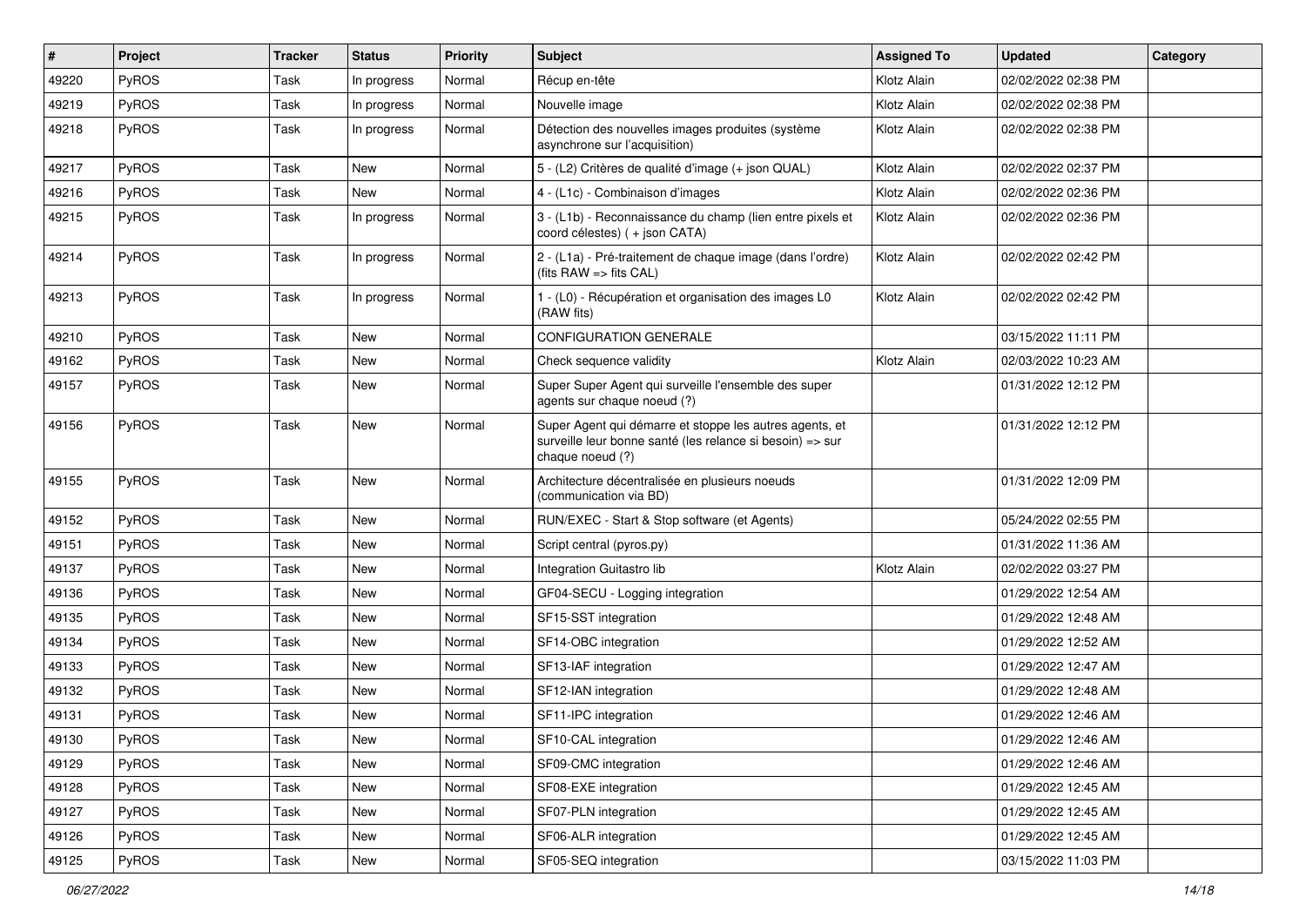| # | Project | Tracker | Status | Priority | Subject | Assigned To | Updated | Category |
|---|---|---|---|---|---|---|---|---|
| 49220 | PyROS | Task | In progress | Normal | Récup en-tête | Klotz Alain | 02/02/2022 02:38 PM | |
| 49219 | PyROS | Task | In progress | Normal | Nouvelle image | Klotz Alain | 02/02/2022 02:38 PM | |
| 49218 | PyROS | Task | In progress | Normal | Détection des nouvelles images produites (système asynchrone sur l'acquisition) | Klotz Alain | 02/02/2022 02:38 PM | |
| 49217 | PyROS | Task | New | Normal | 5 - (L2) Critères de qualité d'image (+ json QUAL) | Klotz Alain | 02/02/2022 02:37 PM | |
| 49216 | PyROS | Task | New | Normal | 4 - (L1c) - Combinaison d'images | Klotz Alain | 02/02/2022 02:36 PM | |
| 49215 | PyROS | Task | In progress | Normal | 3 - (L1b) - Reconnaissance du champ (lien entre pixels et coord célestes) ( + json CATA) | Klotz Alain | 02/02/2022 02:36 PM | |
| 49214 | PyROS | Task | In progress | Normal | 2 - (L1a) - Pré-traitement de chaque image (dans l'ordre) (fits RAW => fits CAL) | Klotz Alain | 02/02/2022 02:42 PM | |
| 49213 | PyROS | Task | In progress | Normal | 1 - (L0) - Récupération et organisation des images L0 (RAW fits) | Klotz Alain | 02/02/2022 02:42 PM | |
| 49210 | PyROS | Task | New | Normal | CONFIGURATION GENERALE | | 03/15/2022 11:11 PM | |
| 49162 | PyROS | Task | New | Normal | Check sequence validity | Klotz Alain | 02/03/2022 10:23 AM | |
| 49157 | PyROS | Task | New | Normal | Super Super Agent qui surveille l'ensemble des super agents sur chaque noeud (?) | | 01/31/2022 12:12 PM | |
| 49156 | PyROS | Task | New | Normal | Super Agent qui démarre et stoppe les autres agents, et surveille leur bonne santé (les relance si besoin) => sur chaque noeud (?) | | 01/31/2022 12:12 PM | |
| 49155 | PyROS | Task | New | Normal | Architecture décentralisée en plusieurs noeuds (communication via BD) | | 01/31/2022 12:09 PM | |
| 49152 | PyROS | Task | New | Normal | RUN/EXEC - Start & Stop software (et Agents) | | 05/24/2022 02:55 PM | |
| 49151 | PyROS | Task | New | Normal | Script central (pyros.py) | | 01/31/2022 11:36 AM | |
| 49137 | PyROS | Task | New | Normal | Integration Guitastro lib | Klotz Alain | 02/02/2022 03:27 PM | |
| 49136 | PyROS | Task | New | Normal | GF04-SECU - Logging integration | | 01/29/2022 12:54 AM | |
| 49135 | PyROS | Task | New | Normal | SF15-SST integration | | 01/29/2022 12:48 AM | |
| 49134 | PyROS | Task | New | Normal | SF14-OBC integration | | 01/29/2022 12:52 AM | |
| 49133 | PyROS | Task | New | Normal | SF13-IAF integration | | 01/29/2022 12:47 AM | |
| 49132 | PyROS | Task | New | Normal | SF12-IAN integration | | 01/29/2022 12:48 AM | |
| 49131 | PyROS | Task | New | Normal | SF11-IPC integration | | 01/29/2022 12:46 AM | |
| 49130 | PyROS | Task | New | Normal | SF10-CAL integration | | 01/29/2022 12:46 AM | |
| 49129 | PyROS | Task | New | Normal | SF09-CMC integration | | 01/29/2022 12:46 AM | |
| 49128 | PyROS | Task | New | Normal | SF08-EXE integration | | 01/29/2022 12:45 AM | |
| 49127 | PyROS | Task | New | Normal | SF07-PLN integration | | 01/29/2022 12:45 AM | |
| 49126 | PyROS | Task | New | Normal | SF06-ALR integration | | 01/29/2022 12:45 AM | |
| 49125 | PyROS | Task | New | Normal | SF05-SEQ integration | | 03/15/2022 11:03 PM | |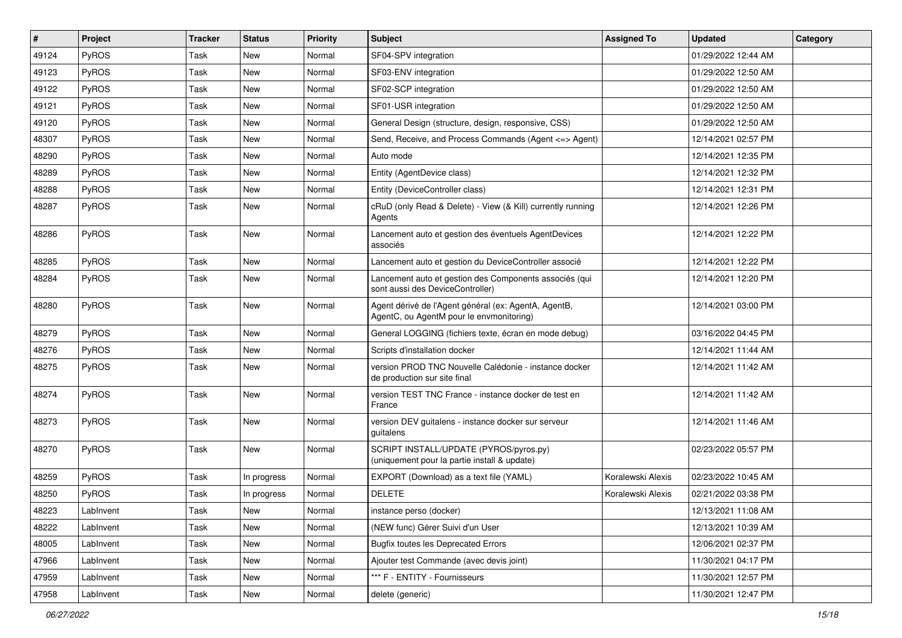| # | Project | Tracker | Status | Priority | Subject | Assigned To | Updated | Category |
| --- | --- | --- | --- | --- | --- | --- | --- | --- |
| 49124 | PyROS | Task | New | Normal | SF04-SPV integration | | 01/29/2022 12:44 AM | |
| 49123 | PyROS | Task | New | Normal | SF03-ENV integration | | 01/29/2022 12:50 AM | |
| 49122 | PyROS | Task | New | Normal | SF02-SCP integration | | 01/29/2022 12:50 AM | |
| 49121 | PyROS | Task | New | Normal | SF01-USR integration | | 01/29/2022 12:50 AM | |
| 49120 | PyROS | Task | New | Normal | General Design (structure, design, responsive, CSS) | | 01/29/2022 12:50 AM | |
| 48307 | PyROS | Task | New | Normal | Send, Receive, and Process Commands (Agent <=> Agent) | | 12/14/2021 02:57 PM | |
| 48290 | PyROS | Task | New | Normal | Auto mode | | 12/14/2021 12:35 PM | |
| 48289 | PyROS | Task | New | Normal | Entity (AgentDevice class) | | 12/14/2021 12:32 PM | |
| 48288 | PyROS | Task | New | Normal | Entity (DeviceController class) | | 12/14/2021 12:31 PM | |
| 48287 | PyROS | Task | New | Normal | cRuD (only Read & Delete) - View (& Kill) currently running Agents | | 12/14/2021 12:26 PM | |
| 48286 | PyROS | Task | New | Normal | Lancement auto et gestion des éventuels AgentDevices associés | | 12/14/2021 12:22 PM | |
| 48285 | PyROS | Task | New | Normal | Lancement auto et gestion du DeviceController associé | | 12/14/2021 12:22 PM | |
| 48284 | PyROS | Task | New | Normal | Lancement auto et gestion des Components associés (qui sont aussi des DeviceController) | | 12/14/2021 12:20 PM | |
| 48280 | PyROS | Task | New | Normal | Agent dérivé de l'Agent général (ex: AgentA, AgentB, AgentC, ou AgentM pour le envmonitoring) | | 12/14/2021 03:00 PM | |
| 48279 | PyROS | Task | New | Normal | General LOGGING (fichiers texte, écran en mode debug) | | 03/16/2022 04:45 PM | |
| 48276 | PyROS | Task | New | Normal | Scripts d'installation docker | | 12/14/2021 11:44 AM | |
| 48275 | PyROS | Task | New | Normal | version PROD TNC Nouvelle Calédonie - instance docker de production sur site final | | 12/14/2021 11:42 AM | |
| 48274 | PyROS | Task | New | Normal | version TEST TNC France - instance docker de test en France | | 12/14/2021 11:42 AM | |
| 48273 | PyROS | Task | New | Normal | version DEV guitalens - instance docker sur serveur guitalens | | 12/14/2021 11:46 AM | |
| 48270 | PyROS | Task | New | Normal | SCRIPT INSTALL/UPDATE (PYROS/pyros.py) (uniquement pour la partie install & update) | | 02/23/2022 05:57 PM | |
| 48259 | PyROS | Task | In progress | Normal | EXPORT (Download) as a text file (YAML) | Koralewski Alexis | 02/23/2022 10:45 AM | |
| 48250 | PyROS | Task | In progress | Normal | DELETE | Koralewski Alexis | 02/21/2022 03:38 PM | |
| 48223 | LabInvent | Task | New | Normal | instance perso (docker) | | 12/13/2021 11:08 AM | |
| 48222 | LabInvent | Task | New | Normal | (NEW func) Gérer Suivi d'un User | | 12/13/2021 10:39 AM | |
| 48005 | LabInvent | Task | New | Normal | Bugfix toutes les Deprecated Errors | | 12/06/2021 02:37 PM | |
| 47966 | LabInvent | Task | New | Normal | Ajouter test Commande (avec devis joint) | | 11/30/2021 04:17 PM | |
| 47959 | LabInvent | Task | New | Normal | *** F - ENTITY - Fournisseurs | | 11/30/2021 12:57 PM | |
| 47958 | LabInvent | Task | New | Normal | delete (generic) | | 11/30/2021 12:47 PM | |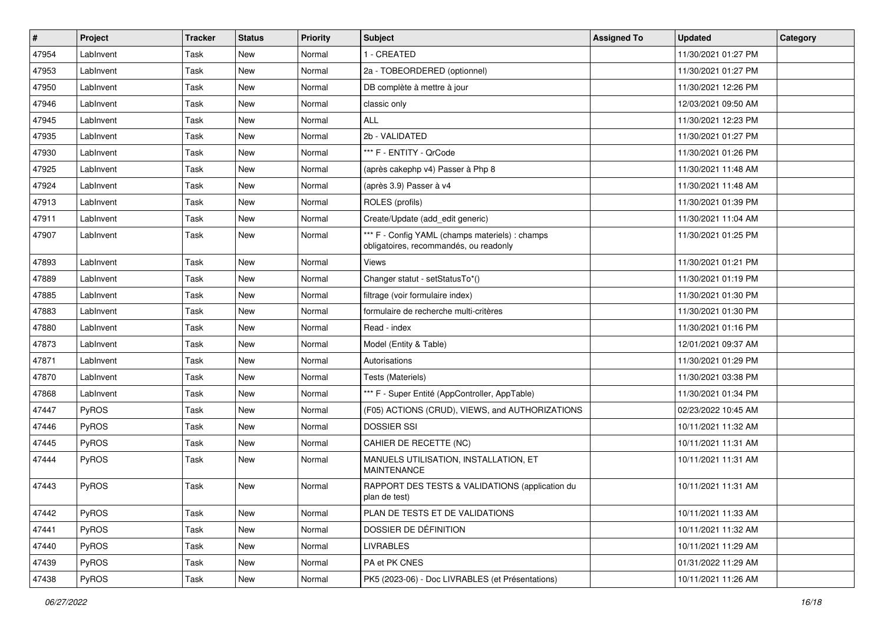| # | Project | Tracker | Status | Priority | Subject | Assigned To | Updated | Category |
|---|---|---|---|---|---|---|---|---|
| 47954 | LabInvent | Task | New | Normal | 1 - CREATED | | 11/30/2021 01:27 PM | |
| 47953 | LabInvent | Task | New | Normal | 2a - TOBEORDERED (optionnel) | | 11/30/2021 01:27 PM | |
| 47950 | LabInvent | Task | New | Normal | DB complète à mettre à jour | | 11/30/2021 12:26 PM | |
| 47946 | LabInvent | Task | New | Normal | classic only | | 12/03/2021 09:50 AM | |
| 47945 | LabInvent | Task | New | Normal | ALL | | 11/30/2021 12:23 PM | |
| 47935 | LabInvent | Task | New | Normal | 2b - VALIDATED | | 11/30/2021 01:27 PM | |
| 47930 | LabInvent | Task | New | Normal | *** F - ENTITY - QrCode | | 11/30/2021 01:26 PM | |
| 47925 | LabInvent | Task | New | Normal | (après cakephp v4) Passer à Php 8 | | 11/30/2021 11:48 AM | |
| 47924 | LabInvent | Task | New | Normal | (après 3.9) Passer à v4 | | 11/30/2021 11:48 AM | |
| 47913 | LabInvent | Task | New | Normal | ROLES (profils) | | 11/30/2021 01:39 PM | |
| 47911 | LabInvent | Task | New | Normal | Create/Update (add_edit generic) | | 11/30/2021 11:04 AM | |
| 47907 | LabInvent | Task | New | Normal | *** F - Config YAML (champs materiels) : champs obligatoires, recommandés, ou readonly | | 11/30/2021 01:25 PM | |
| 47893 | LabInvent | Task | New | Normal | Views | | 11/30/2021 01:21 PM | |
| 47889 | LabInvent | Task | New | Normal | Changer statut - setStatusTo*() | | 11/30/2021 01:19 PM | |
| 47885 | LabInvent | Task | New | Normal | filtrage (voir formulaire index) | | 11/30/2021 01:30 PM | |
| 47883 | LabInvent | Task | New | Normal | formulaire de recherche multi-critères | | 11/30/2021 01:30 PM | |
| 47880 | LabInvent | Task | New | Normal | Read - index | | 11/30/2021 01:16 PM | |
| 47873 | LabInvent | Task | New | Normal | Model (Entity & Table) | | 12/01/2021 09:37 AM | |
| 47871 | LabInvent | Task | New | Normal | Autorisations | | 11/30/2021 01:29 PM | |
| 47870 | LabInvent | Task | New | Normal | Tests (Materiels) | | 11/30/2021 03:38 PM | |
| 47868 | LabInvent | Task | New | Normal | *** F - Super Entité (AppController, AppTable) | | 11/30/2021 01:34 PM | |
| 47447 | PyROS | Task | New | Normal | (F05) ACTIONS (CRUD), VIEWS, and AUTHORIZATIONS | | 02/23/2022 10:45 AM | |
| 47446 | PyROS | Task | New | Normal | DOSSIER SSI | | 10/11/2021 11:32 AM | |
| 47445 | PyROS | Task | New | Normal | CAHIER DE RECETTE (NC) | | 10/11/2021 11:31 AM | |
| 47444 | PyROS | Task | New | Normal | MANUELS UTILISATION, INSTALLATION, ET MAINTENANCE | | 10/11/2021 11:31 AM | |
| 47443 | PyROS | Task | New | Normal | RAPPORT DES TESTS & VALIDATIONS (application du plan de test) | | 10/11/2021 11:31 AM | |
| 47442 | PyROS | Task | New | Normal | PLAN DE TESTS ET DE VALIDATIONS | | 10/11/2021 11:33 AM | |
| 47441 | PyROS | Task | New | Normal | DOSSIER DE DÉFINITION | | 10/11/2021 11:32 AM | |
| 47440 | PyROS | Task | New | Normal | LIVRABLES | | 10/11/2021 11:29 AM | |
| 47439 | PyROS | Task | New | Normal | PA et PK CNES | | 01/31/2022 11:29 AM | |
| 47438 | PyROS | Task | New | Normal | PK5 (2023-06) - Doc LIVRABLES (et Présentations) | | 10/11/2021 11:26 AM | |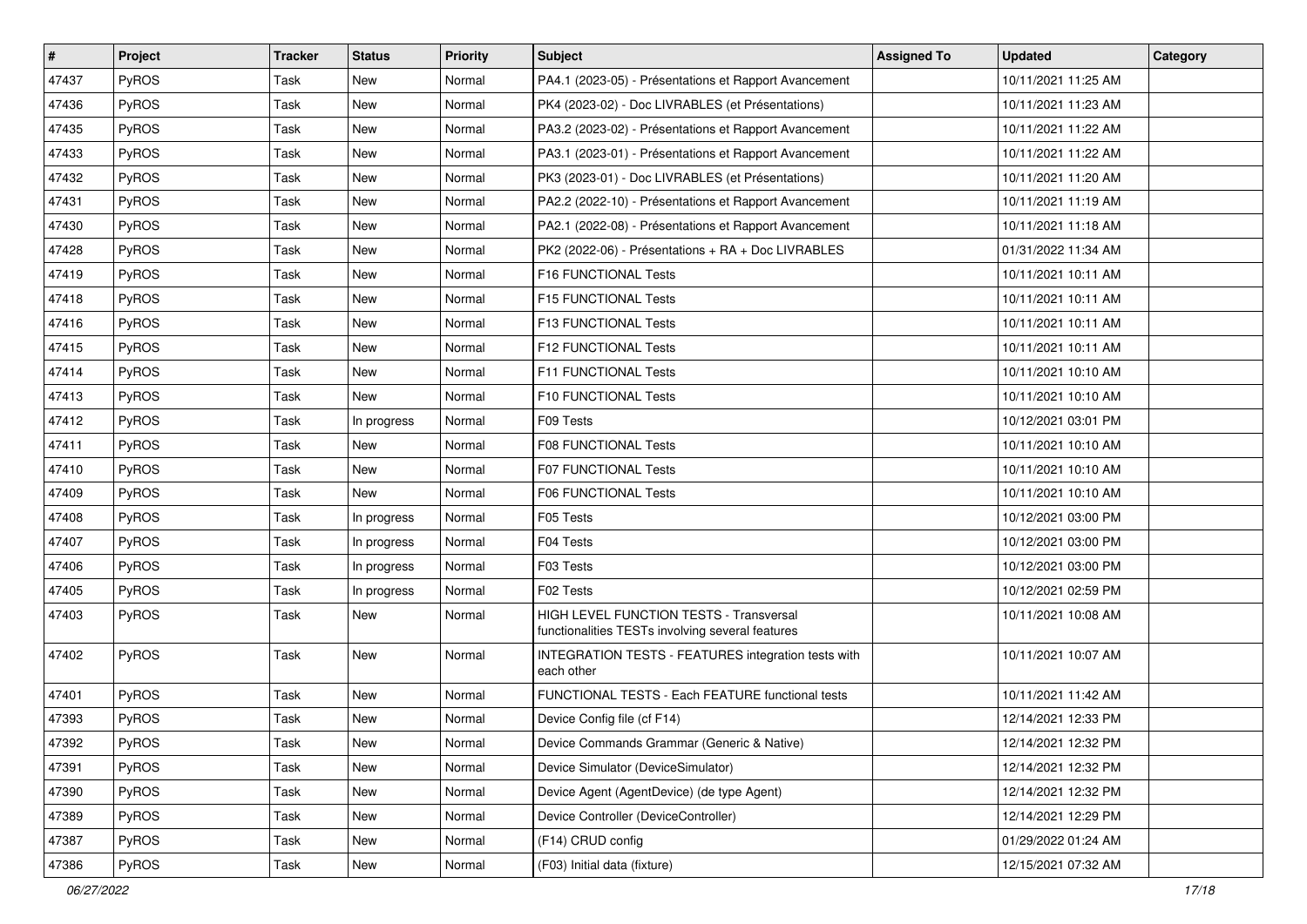| # | Project | Tracker | Status | Priority | Subject | Assigned To | Updated | Category |
|---|---|---|---|---|---|---|---|---|
| 47437 | PyROS | Task | New | Normal | PA4.1 (2023-05) - Présentations et Rapport Avancement | | 10/11/2021 11:25 AM | |
| 47436 | PyROS | Task | New | Normal | PK4 (2023-02) - Doc LIVRABLES (et Présentations) | | 10/11/2021 11:23 AM | |
| 47435 | PyROS | Task | New | Normal | PA3.2 (2023-02) - Présentations et Rapport Avancement | | 10/11/2021 11:22 AM | |
| 47433 | PyROS | Task | New | Normal | PA3.1 (2023-01) - Présentations et Rapport Avancement | | 10/11/2021 11:22 AM | |
| 47432 | PyROS | Task | New | Normal | PK3 (2023-01) - Doc LIVRABLES (et Présentations) | | 10/11/2021 11:20 AM | |
| 47431 | PyROS | Task | New | Normal | PA2.2 (2022-10) - Présentations et Rapport Avancement | | 10/11/2021 11:19 AM | |
| 47430 | PyROS | Task | New | Normal | PA2.1 (2022-08) - Présentations et Rapport Avancement | | 10/11/2021 11:18 AM | |
| 47428 | PyROS | Task | New | Normal | PK2 (2022-06) - Présentations + RA + Doc LIVRABLES | | 01/31/2022 11:34 AM | |
| 47419 | PyROS | Task | New | Normal | F16 FUNCTIONAL Tests | | 10/11/2021 10:11 AM | |
| 47418 | PyROS | Task | New | Normal | F15 FUNCTIONAL Tests | | 10/11/2021 10:11 AM | |
| 47416 | PyROS | Task | New | Normal | F13 FUNCTIONAL Tests | | 10/11/2021 10:11 AM | |
| 47415 | PyROS | Task | New | Normal | F12 FUNCTIONAL Tests | | 10/11/2021 10:11 AM | |
| 47414 | PyROS | Task | New | Normal | F11 FUNCTIONAL Tests | | 10/11/2021 10:10 AM | |
| 47413 | PyROS | Task | New | Normal | F10 FUNCTIONAL Tests | | 10/11/2021 10:10 AM | |
| 47412 | PyROS | Task | In progress | Normal | F09 Tests | | 10/12/2021 03:01 PM | |
| 47411 | PyROS | Task | New | Normal | F08 FUNCTIONAL Tests | | 10/11/2021 10:10 AM | |
| 47410 | PyROS | Task | New | Normal | F07 FUNCTIONAL Tests | | 10/11/2021 10:10 AM | |
| 47409 | PyROS | Task | New | Normal | F06 FUNCTIONAL Tests | | 10/11/2021 10:10 AM | |
| 47408 | PyROS | Task | In progress | Normal | F05 Tests | | 10/12/2021 03:00 PM | |
| 47407 | PyROS | Task | In progress | Normal | F04 Tests | | 10/12/2021 03:00 PM | |
| 47406 | PyROS | Task | In progress | Normal | F03 Tests | | 10/12/2021 03:00 PM | |
| 47405 | PyROS | Task | In progress | Normal | F02 Tests | | 10/12/2021 02:59 PM | |
| 47403 | PyROS | Task | New | Normal | HIGH LEVEL FUNCTION TESTS - Transversal functionalities TESTs involving several features | | 10/11/2021 10:08 AM | |
| 47402 | PyROS | Task | New | Normal | INTEGRATION TESTS - FEATURES integration tests with each other | | 10/11/2021 10:07 AM | |
| 47401 | PyROS | Task | New | Normal | FUNCTIONAL TESTS - Each FEATURE functional tests | | 10/11/2021 11:42 AM | |
| 47393 | PyROS | Task | New | Normal | Device Config file (cf F14) | | 12/14/2021 12:33 PM | |
| 47392 | PyROS | Task | New | Normal | Device Commands Grammar (Generic & Native) | | 12/14/2021 12:32 PM | |
| 47391 | PyROS | Task | New | Normal | Device Simulator (DeviceSimulator) | | 12/14/2021 12:32 PM | |
| 47390 | PyROS | Task | New | Normal | Device Agent (AgentDevice) (de type Agent) | | 12/14/2021 12:32 PM | |
| 47389 | PyROS | Task | New | Normal | Device Controller (DeviceController) | | 12/14/2021 12:29 PM | |
| 47387 | PyROS | Task | New | Normal | (F14) CRUD config | | 01/29/2022 01:24 AM | |
| 47386 | PyROS | Task | New | Normal | (F03) Initial data (fixture) | | 12/15/2021 07:32 AM | |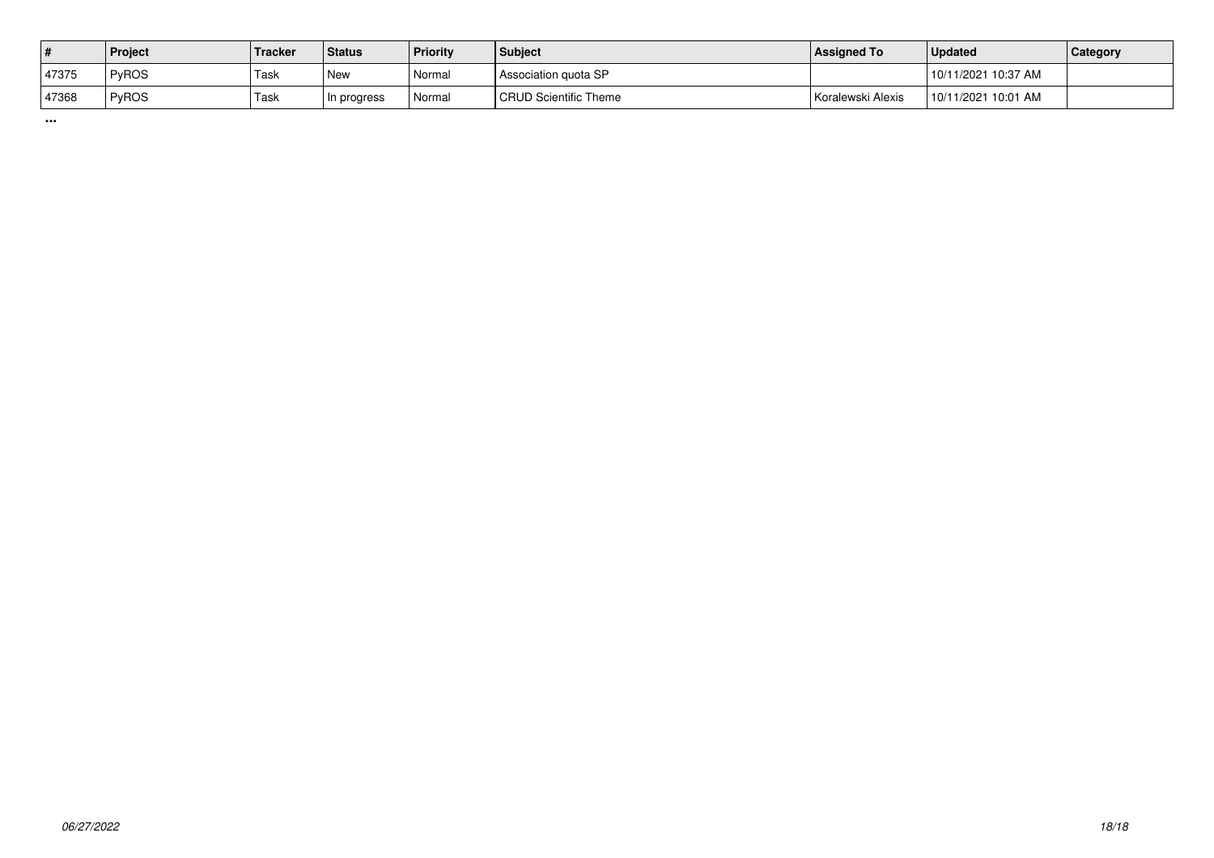| # | Project | Tracker | Status | Priority | Subject | Assigned To | Updated | Category |
|---|---|---|---|---|---|---|---|---|
| 47375 | PyROS | Task | New | Normal | Association quota SP | | 10/11/2021 10:37 AM | |
| 47368 | PyROS | Task | In progress | Normal | CRUD Scientific Theme | Koralewski Alexis | 10/11/2021 10:01 AM | |

...